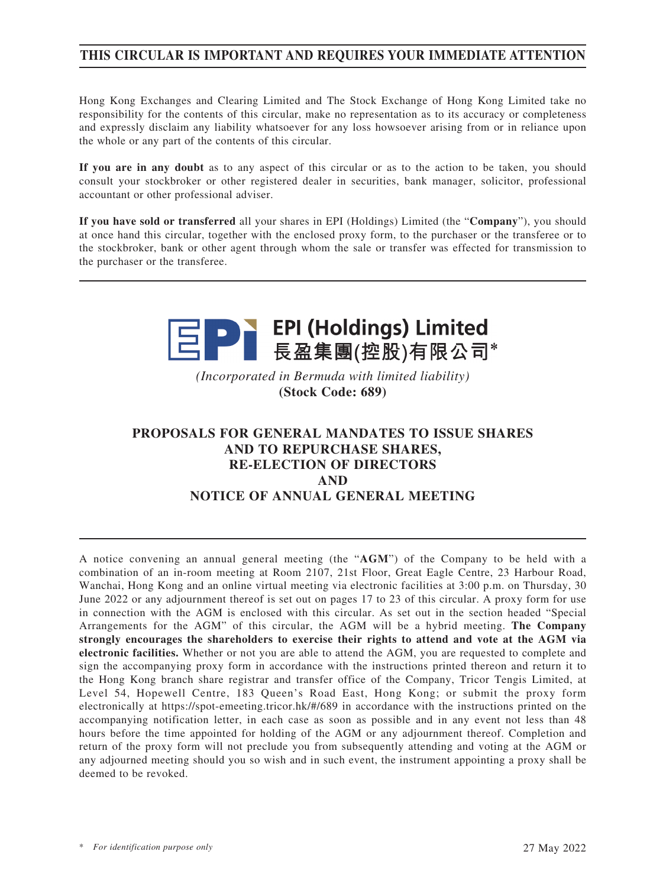**THIS CIRCULAR IS IMPORTANT AND REQUIRES YOUR IMMEDIATE ATTENTION**

Hong Kong Exchanges and Clearing Limited and The Stock Exchange of Hong Kong Limited take no responsibility for the contents of this circular, make no representation as to its accuracy or completeness and expressly disclaim any liability whatsoever for any loss howsoever arising from or in reliance upon the whole or any part of the contents of this circular.

**If you are in any doubt** as to any aspect of this circular or as to the action to be taken, you should consult your stockbroker or other registered dealer in securities, bank manager, solicitor, professional accountant or other professional adviser.

**If you have sold or transferred** all your shares in EPI (Holdings) Limited (the "**Company**"), you should at once hand this circular, together with the enclosed proxy form, to the purchaser or the transferee or to the stockbroker, bank or other agent through whom the sale or transfer was effected for transmission to the purchaser or the transferee.

**EPI (Holdings) Limited**
**長盈集團(控股)有限公司***

*(Incorporated in Bermuda with limited liability)*
**(Stock Code: 689)**

# PROPOSALS FOR GENERAL MANDATES TO ISSUE SHARES AND TO REPURCHASE SHARES, RE-ELECTION OF DIRECTORS AND NOTICE OF ANNUAL GENERAL MEETING

A notice convening an annual general meeting (the "**AGM**") of the Company to be held with a combination of an in-room meeting at Room 2107, 21st Floor, Great Eagle Centre, 23 Harbour Road, Wanchai, Hong Kong and an online virtual meeting via electronic facilities at 3:00 p.m. on Thursday, 30 June 2022 or any adjournment thereof is set out on pages 17 to 23 of this circular. A proxy form for use in connection with the AGM is enclosed with this circular. As set out in the section headed "Special Arrangements for the AGM" of this circular, the AGM will be a hybrid meeting. **The Company strongly encourages the shareholders to exercise their rights to attend and vote at the AGM via electronic facilities.** Whether or not you are able to attend the AGM, you are requested to complete and sign the accompanying proxy form in accordance with the instructions printed thereon and return it to the Hong Kong branch share registrar and transfer office of the Company, Tricor Tengis Limited, at Level 54, Hopewell Centre, 183 Queen's Road East, Hong Kong; or submit the proxy form electronically at https://spot-emeeting.tricor.hk/#/689 in accordance with the instructions printed on the accompanying notification letter, in each case as soon as possible and in any event not less than 48 hours before the time appointed for holding of the AGM or any adjournment thereof. Completion and return of the proxy form will not preclude you from subsequently attending and voting at the AGM or any adjourned meeting should you so wish and in such event, the instrument appointing a proxy shall be deemed to be revoked.

\* *For identification purpose only*

27 May 2022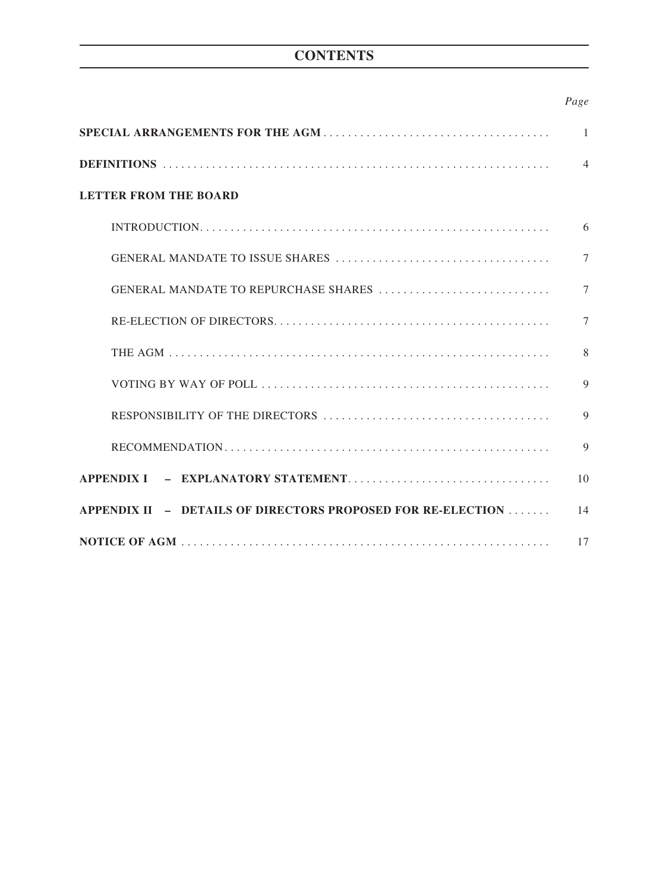# CONTENTS

| | Page |
|---|---|
| **SPECIAL ARRANGEMENTS FOR THE AGM** | 1 |
| **DEFINITIONS** | 4 |
| **LETTER FROM THE BOARD** | |
| INTRODUCTION | 6 |
| GENERAL MANDATE TO ISSUE SHARES | 7 |
| GENERAL MANDATE TO REPURCHASE SHARES | 7 |
| RE-ELECTION OF DIRECTORS | 7 |
| THE AGM | 8 |
| VOTING BY WAY OF POLL | 9 |
| RESPONSIBILITY OF THE DIRECTORS | 9 |
| RECOMMENDATION | 9 |
| **APPENDIX I – EXPLANATORY STATEMENT** | 10 |
| **APPENDIX II – DETAILS OF DIRECTORS PROPOSED FOR RE-ELECTION** | 14 |
| **NOTICE OF AGM** | 17 |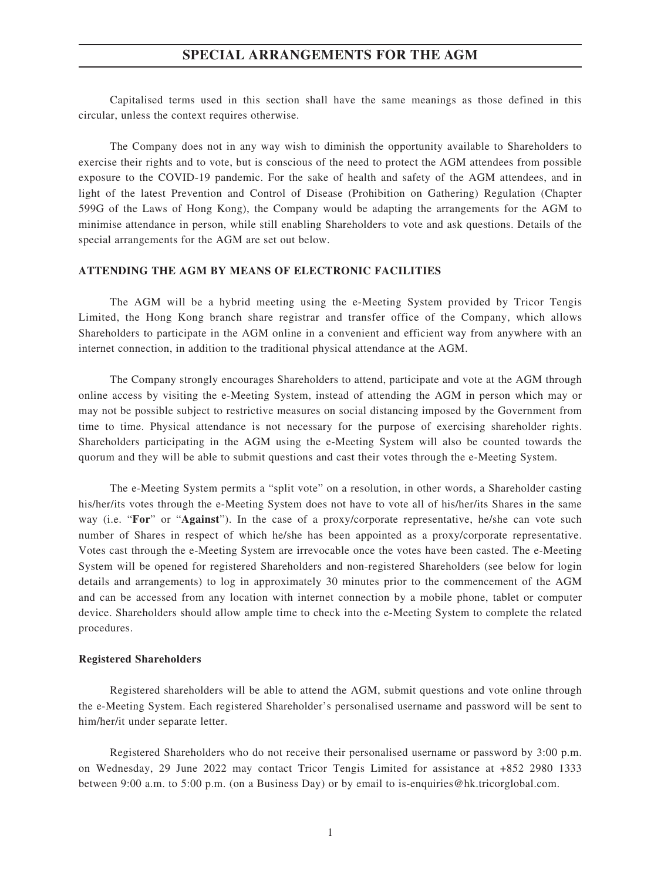# SPECIAL ARRANGEMENTS FOR THE AGM

Capitalised terms used in this section shall have the same meanings as those defined in this circular, unless the context requires otherwise.

The Company does not in any way wish to diminish the opportunity available to Shareholders to exercise their rights and to vote, but is conscious of the need to protect the AGM attendees from possible exposure to the COVID-19 pandemic. For the sake of health and safety of the AGM attendees, and in light of the latest Prevention and Control of Disease (Prohibition on Gathering) Regulation (Chapter 599G of the Laws of Hong Kong), the Company would be adapting the arrangements for the AGM to minimise attendance in person, while still enabling Shareholders to vote and ask questions. Details of the special arrangements for the AGM are set out below.

## ATTENDING THE AGM BY MEANS OF ELECTRONIC FACILITIES

The AGM will be a hybrid meeting using the e-Meeting System provided by Tricor Tengis Limited, the Hong Kong branch share registrar and transfer office of the Company, which allows Shareholders to participate in the AGM online in a convenient and efficient way from anywhere with an internet connection, in addition to the traditional physical attendance at the AGM.

The Company strongly encourages Shareholders to attend, participate and vote at the AGM through online access by visiting the e-Meeting System, instead of attending the AGM in person which may or may not be possible subject to restrictive measures on social distancing imposed by the Government from time to time. Physical attendance is not necessary for the purpose of exercising shareholder rights. Shareholders participating in the AGM using the e-Meeting System will also be counted towards the quorum and they will be able to submit questions and cast their votes through the e-Meeting System.

The e-Meeting System permits a "split vote" on a resolution, in other words, a Shareholder casting his/her/its votes through the e-Meeting System does not have to vote all of his/her/its Shares in the same way (i.e. "**For**" or "**Against**"). In the case of a proxy/corporate representative, he/she can vote such number of Shares in respect of which he/she has been appointed as a proxy/corporate representative. Votes cast through the e-Meeting System are irrevocable once the votes have been casted. The e-Meeting System will be opened for registered Shareholders and non-registered Shareholders (see below for login details and arrangements) to log in approximately 30 minutes prior to the commencement of the AGM and can be accessed from any location with internet connection by a mobile phone, tablet or computer device. Shareholders should allow ample time to check into the e-Meeting System to complete the related procedures.

### Registered Shareholders

Registered shareholders will be able to attend the AGM, submit questions and vote online through the e-Meeting System. Each registered Shareholder's personalised username and password will be sent to him/her/it under separate letter.

Registered Shareholders who do not receive their personalised username or password by 3:00 p.m. on Wednesday, 29 June 2022 may contact Tricor Tengis Limited for assistance at +852 2980 1333 between 9:00 a.m. to 5:00 p.m. (on a Business Day) or by email to is-enquiries@hk.tricorglobal.com.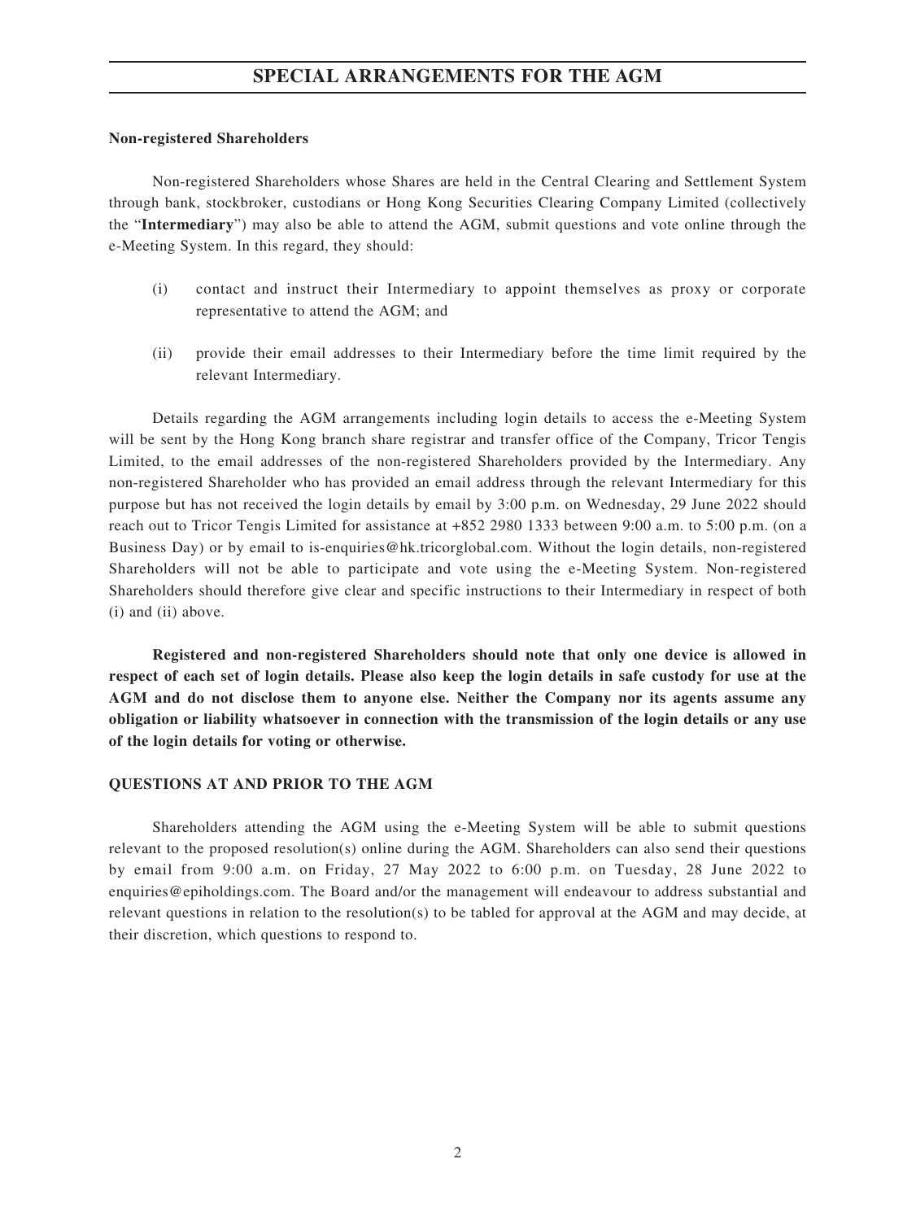# SPECIAL ARRANGEMENTS FOR THE AGM

**Non-registered Shareholders**

Non-registered Shareholders whose Shares are held in the Central Clearing and Settlement System through bank, stockbroker, custodians or Hong Kong Securities Clearing Company Limited (collectively the "**Intermediary**") may also be able to attend the AGM, submit questions and vote online through the e-Meeting System. In this regard, they should:

(i) contact and instruct their Intermediary to appoint themselves as proxy or corporate representative to attend the AGM; and

(ii) provide their email addresses to their Intermediary before the time limit required by the relevant Intermediary.

Details regarding the AGM arrangements including login details to access the e-Meeting System will be sent by the Hong Kong branch share registrar and transfer office of the Company, Tricor Tengis Limited, to the email addresses of the non-registered Shareholders provided by the Intermediary. Any non-registered Shareholder who has provided an email address through the relevant Intermediary for this purpose but has not received the login details by email by 3:00 p.m. on Wednesday, 29 June 2022 should reach out to Tricor Tengis Limited for assistance at +852 2980 1333 between 9:00 a.m. to 5:00 p.m. (on a Business Day) or by email to is-enquiries@hk.tricorglobal.com. Without the login details, non-registered Shareholders will not be able to participate and vote using the e-Meeting System. Non-registered Shareholders should therefore give clear and specific instructions to their Intermediary in respect of both (i) and (ii) above.

**Registered and non-registered Shareholders should note that only one device is allowed in respect of each set of login details. Please also keep the login details in safe custody for use at the AGM and do not disclose them to anyone else. Neither the Company nor its agents assume any obligation or liability whatsoever in connection with the transmission of the login details or any use of the login details for voting or otherwise.**

**QUESTIONS AT AND PRIOR TO THE AGM**

Shareholders attending the AGM using the e-Meeting System will be able to submit questions relevant to the proposed resolution(s) online during the AGM. Shareholders can also send their questions by email from 9:00 a.m. on Friday, 27 May 2022 to 6:00 p.m. on Tuesday, 28 June 2022 to enquiries@epiholdings.com. The Board and/or the management will endeavour to address substantial and relevant questions in relation to the resolution(s) to be tabled for approval at the AGM and may decide, at their discretion, which questions to respond to.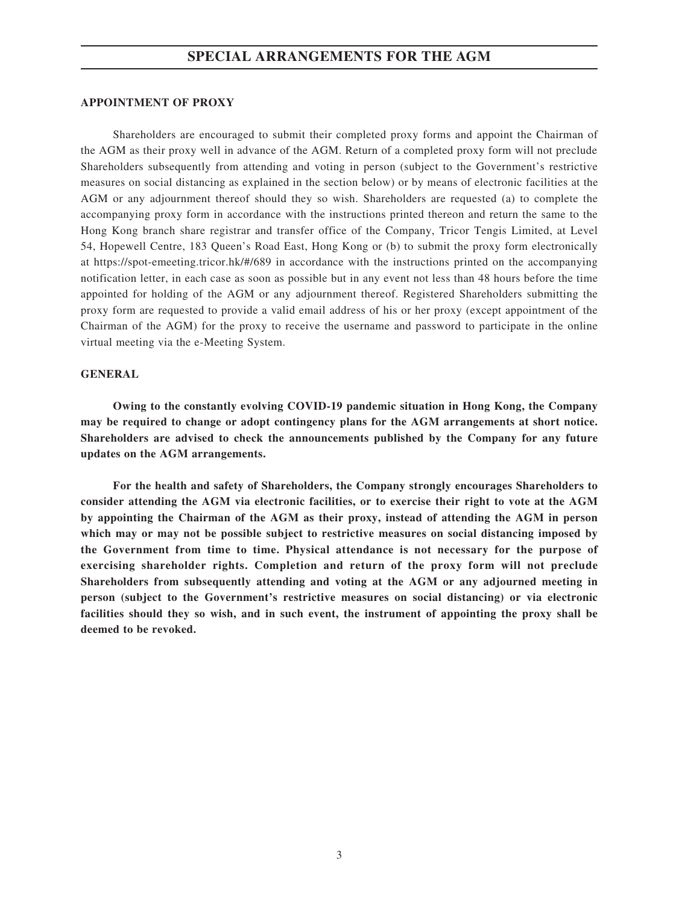# SPECIAL ARRANGEMENTS FOR THE AGM

## APPOINTMENT OF PROXY

Shareholders are encouraged to submit their completed proxy forms and appoint the Chairman of the AGM as their proxy well in advance of the AGM. Return of a completed proxy form will not preclude Shareholders subsequently from attending and voting in person (subject to the Government's restrictive measures on social distancing as explained in the section below) or by means of electronic facilities at the AGM or any adjournment thereof should they so wish. Shareholders are requested (a) to complete the accompanying proxy form in accordance with the instructions printed thereon and return the same to the Hong Kong branch share registrar and transfer office of the Company, Tricor Tengis Limited, at Level 54, Hopewell Centre, 183 Queen's Road East, Hong Kong or (b) to submit the proxy form electronically at https://spot-emeeting.tricor.hk/#/689 in accordance with the instructions printed on the accompanying notification letter, in each case as soon as possible but in any event not less than 48 hours before the time appointed for holding of the AGM or any adjournment thereof. Registered Shareholders submitting the proxy form are requested to provide a valid email address of his or her proxy (except appointment of the Chairman of the AGM) for the proxy to receive the username and password to participate in the online virtual meeting via the e-Meeting System.

## GENERAL

**Owing to the constantly evolving COVID-19 pandemic situation in Hong Kong, the Company may be required to change or adopt contingency plans for the AGM arrangements at short notice. Shareholders are advised to check the announcements published by the Company for any future updates on the AGM arrangements.**

**For the health and safety of Shareholders, the Company strongly encourages Shareholders to consider attending the AGM via electronic facilities, or to exercise their right to vote at the AGM by appointing the Chairman of the AGM as their proxy, instead of attending the AGM in person which may or may not be possible subject to restrictive measures on social distancing imposed by the Government from time to time. Physical attendance is not necessary for the purpose of exercising shareholder rights. Completion and return of the proxy form will not preclude Shareholders from subsequently attending and voting at the AGM or any adjourned meeting in person (subject to the Government's restrictive measures on social distancing) or via electronic facilities should they so wish, and in such event, the instrument of appointing the proxy shall be deemed to be revoked.**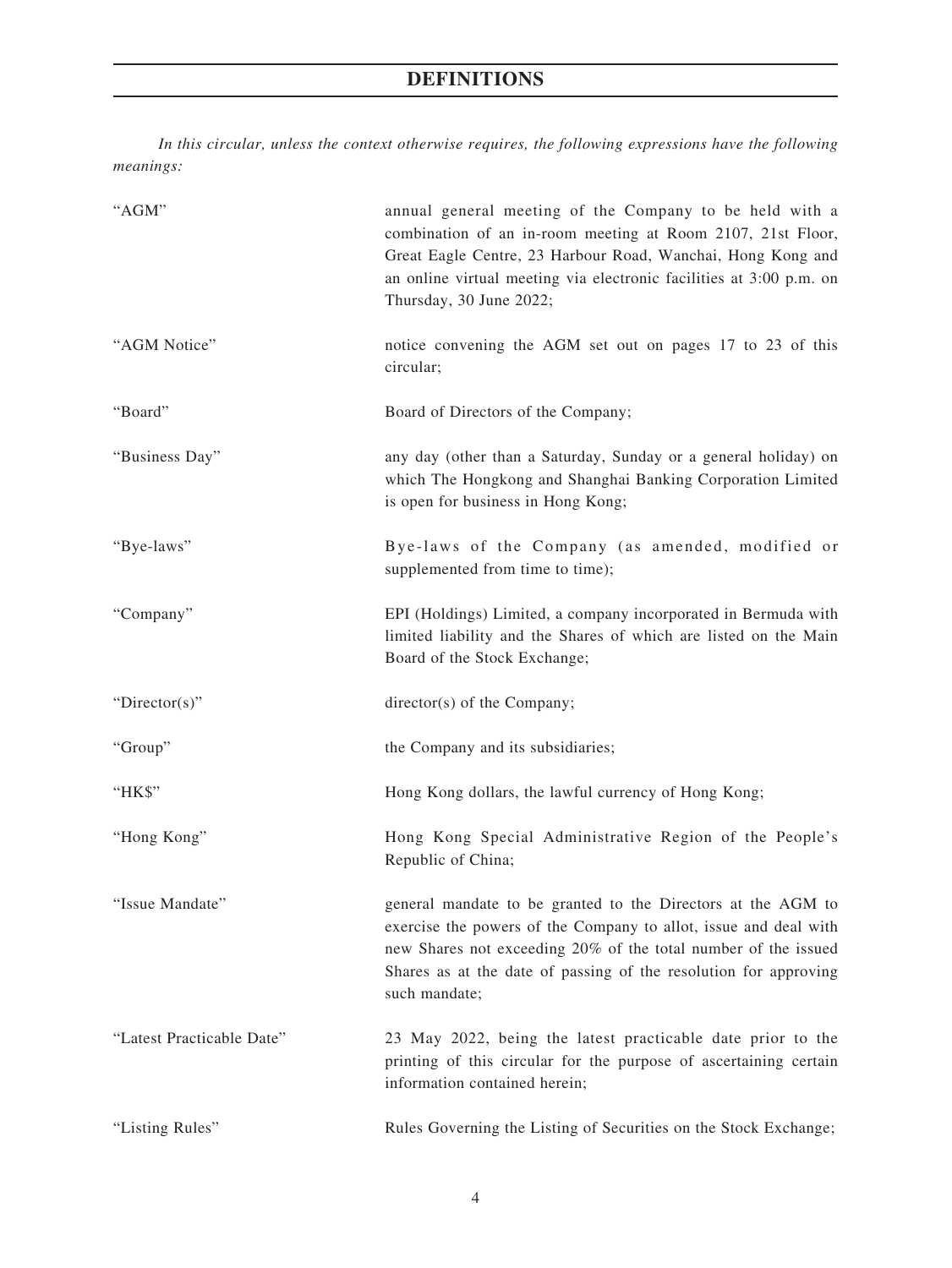# DEFINITIONS

*In this circular, unless the context otherwise requires, the following expressions have the following meanings:*

| | |
|---|---|
| "AGM" | annual general meeting of the Company to be held with a combination of an in-room meeting at Room 2107, 21st Floor, Great Eagle Centre, 23 Harbour Road, Wanchai, Hong Kong and an online virtual meeting via electronic facilities at 3:00 p.m. on Thursday, 30 June 2022; |
| "AGM Notice" | notice convening the AGM set out on pages 17 to 23 of this circular; |
| "Board" | Board of Directors of the Company; |
| "Business Day" | any day (other than a Saturday, Sunday or a general holiday) on which The Hongkong and Shanghai Banking Corporation Limited is open for business in Hong Kong; |
| "Bye-laws" | Bye-laws of the Company (as amended, modified or supplemented from time to time); |
| "Company" | EPI (Holdings) Limited, a company incorporated in Bermuda with limited liability and the Shares of which are listed on the Main Board of the Stock Exchange; |
| "Director(s)" | director(s) of the Company; |
| "Group" | the Company and its subsidiaries; |
| "HK$" | Hong Kong dollars, the lawful currency of Hong Kong; |
| "Hong Kong" | Hong Kong Special Administrative Region of the People's Republic of China; |
| "Issue Mandate" | general mandate to be granted to the Directors at the AGM to exercise the powers of the Company to allot, issue and deal with new Shares not exceeding 20% of the total number of the issued Shares as at the date of passing of the resolution for approving such mandate; |
| "Latest Practicable Date" | 23 May 2022, being the latest practicable date prior to the printing of this circular for the purpose of ascertaining certain information contained herein; |
| "Listing Rules" | Rules Governing the Listing of Securities on the Stock Exchange; |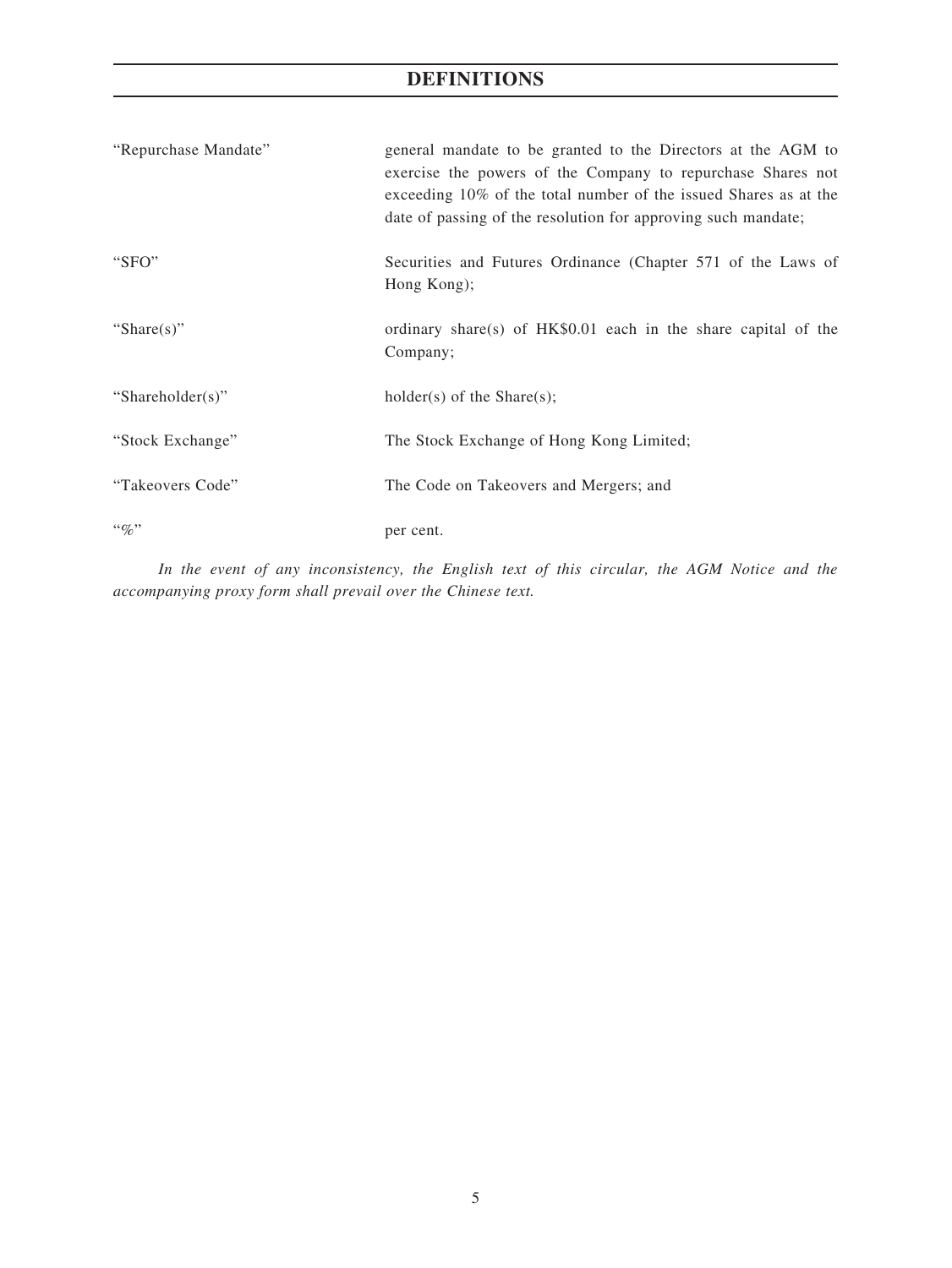# DEFINITIONS

| | |
|---|---|
| "Repurchase Mandate" | general mandate to be granted to the Directors at the AGM to exercise the powers of the Company to repurchase Shares not exceeding 10% of the total number of the issued Shares as at the date of passing of the resolution for approving such mandate; |
| "SFO" | Securities and Futures Ordinance (Chapter 571 of the Laws of Hong Kong); |
| "Share(s)" | ordinary share(s) of HK$0.01 each in the share capital of the Company; |
| "Shareholder(s)" | holder(s) of the Share(s); |
| "Stock Exchange" | The Stock Exchange of Hong Kong Limited; |
| "Takeovers Code" | The Code on Takeovers and Mergers; and |
| "%" | per cent. |

*In the event of any inconsistency, the English text of this circular, the AGM Notice and the accompanying proxy form shall prevail over the Chinese text.*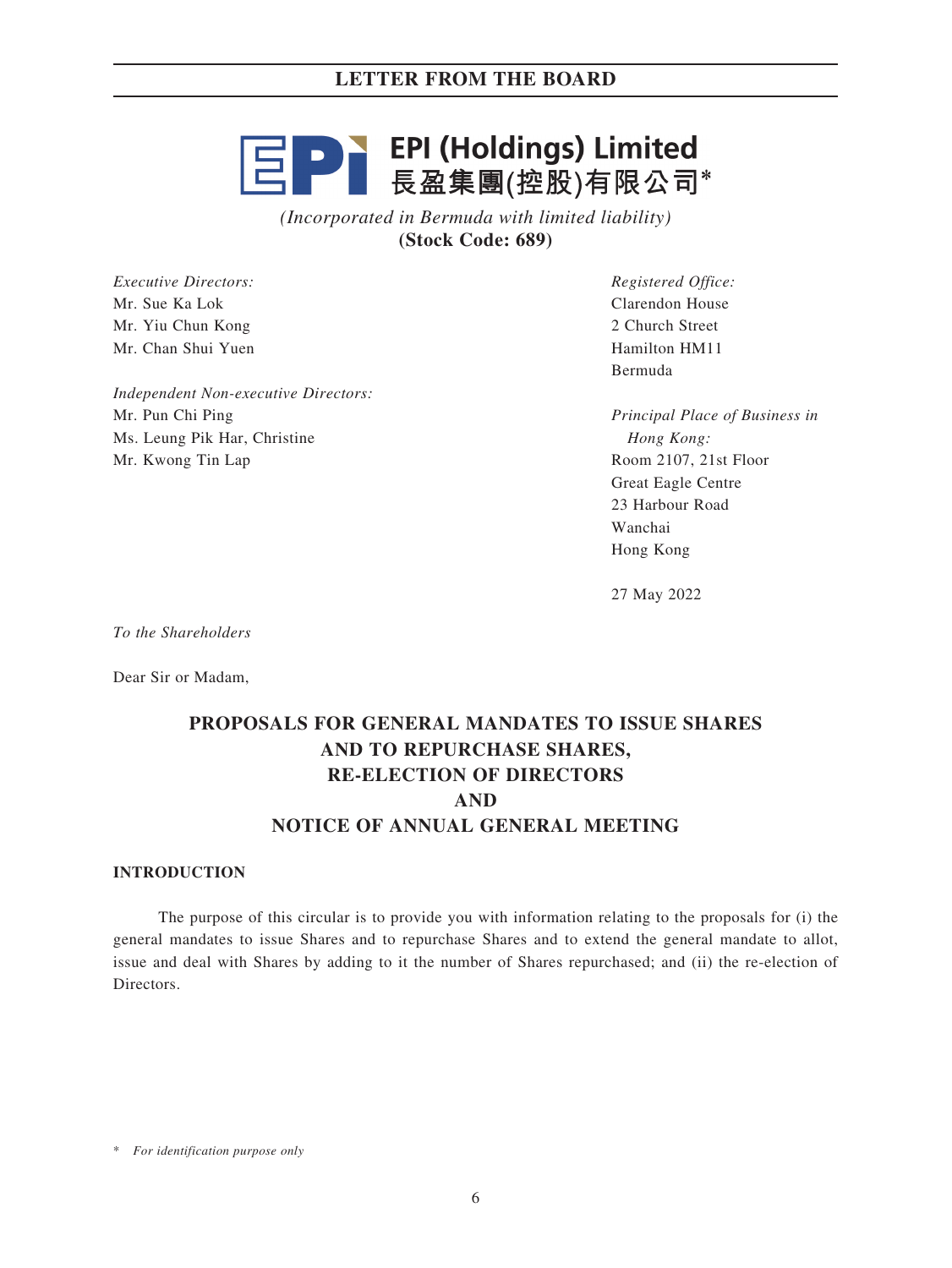# EPI (Holdings) Limited
# 長盈集團(控股)有限公司*

*(Incorporated in Bermuda with limited liability)*
**(Stock Code: 689)**

*Executive Directors:*
Mr. Sue Ka Lok
Mr. Yiu Chun Kong
Mr. Chan Shui Yuen

*Independent Non-executive Directors:*
Mr. Pun Chi Ping
Ms. Leung Pik Har, Christine
Mr. Kwong Tin Lap

*Registered Office:*
Clarendon House
2 Church Street
Hamilton HM11
Bermuda

*Principal Place of Business in Hong Kong:*
Room 2107, 21st Floor
Great Eagle Centre
23 Harbour Road
Wanchai
Hong Kong

27 May 2022

*To the Shareholders*

Dear Sir or Madam,

## PROPOSALS FOR GENERAL MANDATES TO ISSUE SHARES AND TO REPURCHASE SHARES, RE-ELECTION OF DIRECTORS AND NOTICE OF ANNUAL GENERAL MEETING

### INTRODUCTION

The purpose of this circular is to provide you with information relating to the proposals for (i) the general mandates to issue Shares and to repurchase Shares and to extend the general mandate to allot, issue and deal with Shares by adding to it the number of Shares repurchased; and (ii) the re-election of Directors.

\* *For identification purpose only*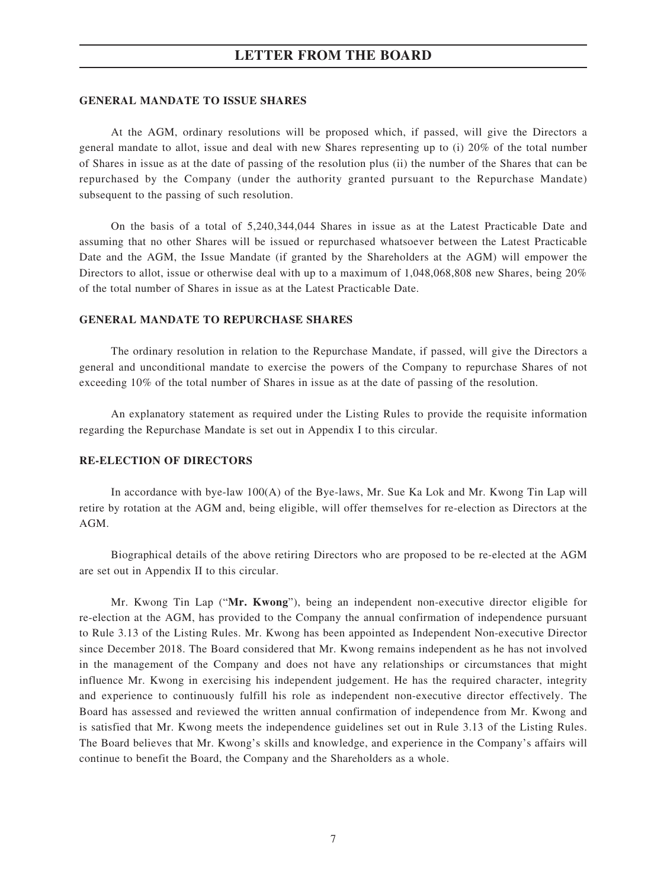## GENERAL MANDATE TO ISSUE SHARES

At the AGM, ordinary resolutions will be proposed which, if passed, will give the Directors a general mandate to allot, issue and deal with new Shares representing up to (i) 20% of the total number of Shares in issue as at the date of passing of the resolution plus (ii) the number of the Shares that can be repurchased by the Company (under the authority granted pursuant to the Repurchase Mandate) subsequent to the passing of such resolution.

On the basis of a total of 5,240,344,044 Shares in issue as at the Latest Practicable Date and assuming that no other Shares will be issued or repurchased whatsoever between the Latest Practicable Date and the AGM, the Issue Mandate (if granted by the Shareholders at the AGM) will empower the Directors to allot, issue or otherwise deal with up to a maximum of 1,048,068,808 new Shares, being 20% of the total number of Shares in issue as at the Latest Practicable Date.

## GENERAL MANDATE TO REPURCHASE SHARES

The ordinary resolution in relation to the Repurchase Mandate, if passed, will give the Directors a general and unconditional mandate to exercise the powers of the Company to repurchase Shares of not exceeding 10% of the total number of Shares in issue as at the date of passing of the resolution.

An explanatory statement as required under the Listing Rules to provide the requisite information regarding the Repurchase Mandate is set out in Appendix I to this circular.

## RE-ELECTION OF DIRECTORS

In accordance with bye-law 100(A) of the Bye-laws, Mr. Sue Ka Lok and Mr. Kwong Tin Lap will retire by rotation at the AGM and, being eligible, will offer themselves for re-election as Directors at the AGM.

Biographical details of the above retiring Directors who are proposed to be re-elected at the AGM are set out in Appendix II to this circular.

Mr. Kwong Tin Lap ("**Mr. Kwong**"), being an independent non-executive director eligible for re-election at the AGM, has provided to the Company the annual confirmation of independence pursuant to Rule 3.13 of the Listing Rules. Mr. Kwong has been appointed as Independent Non-executive Director since December 2018. The Board considered that Mr. Kwong remains independent as he has not involved in the management of the Company and does not have any relationships or circumstances that might influence Mr. Kwong in exercising his independent judgement. He has the required character, integrity and experience to continuously fulfill his role as independent non-executive director effectively. The Board has assessed and reviewed the written annual confirmation of independence from Mr. Kwong and is satisfied that Mr. Kwong meets the independence guidelines set out in Rule 3.13 of the Listing Rules. The Board believes that Mr. Kwong's skills and knowledge, and experience in the Company's affairs will continue to benefit the Board, the Company and the Shareholders as a whole.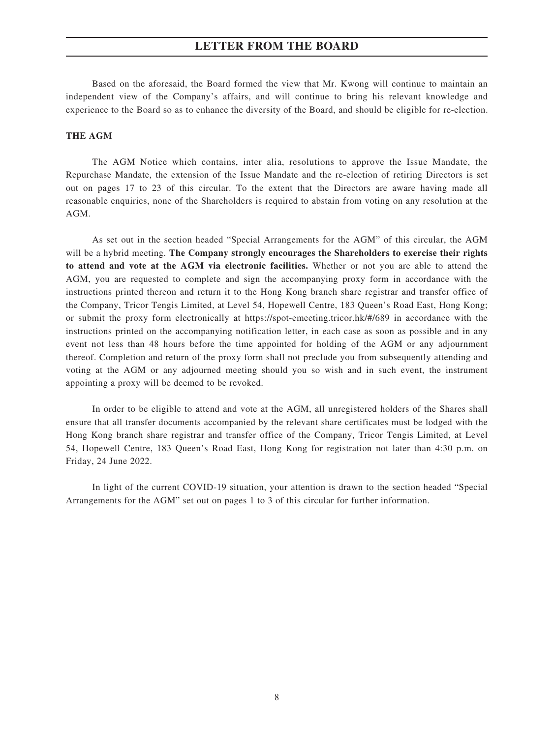Based on the aforesaid, the Board formed the view that Mr. Kwong will continue to maintain an independent view of the Company's affairs, and will continue to bring his relevant knowledge and experience to the Board so as to enhance the diversity of the Board, and should be eligible for re-election.

## THE AGM

The AGM Notice which contains, inter alia, resolutions to approve the Issue Mandate, the Repurchase Mandate, the extension of the Issue Mandate and the re-election of retiring Directors is set out on pages 17 to 23 of this circular. To the extent that the Directors are aware having made all reasonable enquiries, none of the Shareholders is required to abstain from voting on any resolution at the AGM.

As set out in the section headed "Special Arrangements for the AGM" of this circular, the AGM will be a hybrid meeting. **The Company strongly encourages the Shareholders to exercise their rights to attend and vote at the AGM via electronic facilities.** Whether or not you are able to attend the AGM, you are requested to complete and sign the accompanying proxy form in accordance with the instructions printed thereon and return it to the Hong Kong branch share registrar and transfer office of the Company, Tricor Tengis Limited, at Level 54, Hopewell Centre, 183 Queen's Road East, Hong Kong; or submit the proxy form electronically at https://spot-emeeting.tricor.hk/#/689 in accordance with the instructions printed on the accompanying notification letter, in each case as soon as possible and in any event not less than 48 hours before the time appointed for holding of the AGM or any adjournment thereof. Completion and return of the proxy form shall not preclude you from subsequently attending and voting at the AGM or any adjourned meeting should you so wish and in such event, the instrument appointing a proxy will be deemed to be revoked.

In order to be eligible to attend and vote at the AGM, all unregistered holders of the Shares shall ensure that all transfer documents accompanied by the relevant share certificates must be lodged with the Hong Kong branch share registrar and transfer office of the Company, Tricor Tengis Limited, at Level 54, Hopewell Centre, 183 Queen's Road East, Hong Kong for registration not later than 4:30 p.m. on Friday, 24 June 2022.

In light of the current COVID-19 situation, your attention is drawn to the section headed "Special Arrangements for the AGM" set out on pages 1 to 3 of this circular for further information.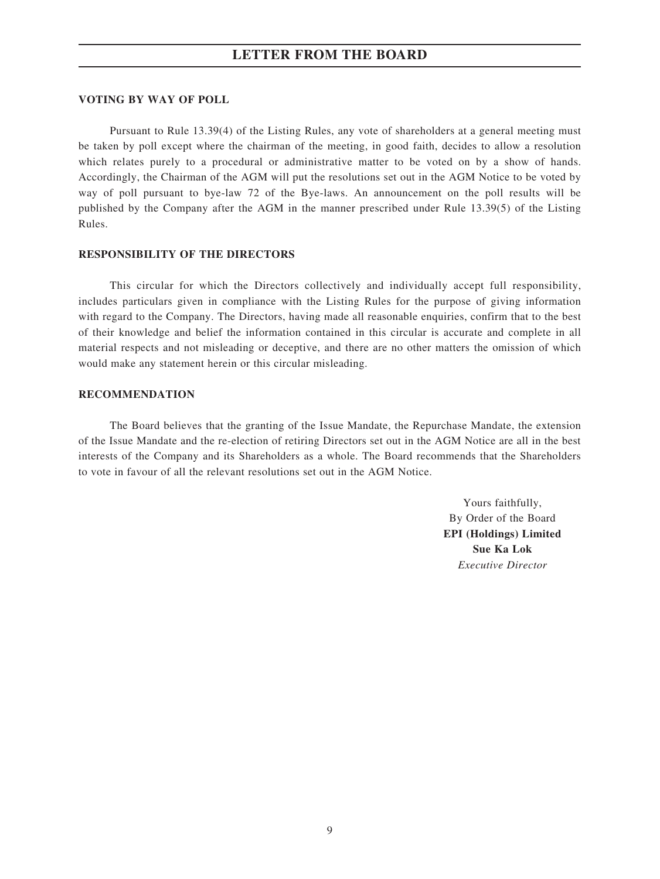## VOTING BY WAY OF POLL

Pursuant to Rule 13.39(4) of the Listing Rules, any vote of shareholders at a general meeting must be taken by poll except where the chairman of the meeting, in good faith, decides to allow a resolution which relates purely to a procedural or administrative matter to be voted on by a show of hands. Accordingly, the Chairman of the AGM will put the resolutions set out in the AGM Notice to be voted by way of poll pursuant to bye-law 72 of the Bye-laws. An announcement on the poll results will be published by the Company after the AGM in the manner prescribed under Rule 13.39(5) of the Listing Rules.

## RESPONSIBILITY OF THE DIRECTORS

This circular for which the Directors collectively and individually accept full responsibility, includes particulars given in compliance with the Listing Rules for the purpose of giving information with regard to the Company. The Directors, having made all reasonable enquiries, confirm that to the best of their knowledge and belief the information contained in this circular is accurate and complete in all material respects and not misleading or deceptive, and there are no other matters the omission of which would make any statement herein or this circular misleading.

## RECOMMENDATION

The Board believes that the granting of the Issue Mandate, the Repurchase Mandate, the extension of the Issue Mandate and the re-election of retiring Directors set out in the AGM Notice are all in the best interests of the Company and its Shareholders as a whole. The Board recommends that the Shareholders to vote in favour of all the relevant resolutions set out in the AGM Notice.

Yours faithfully,
By Order of the Board
**EPI (Holdings) Limited**
**Sue Ka Lok**
*Executive Director*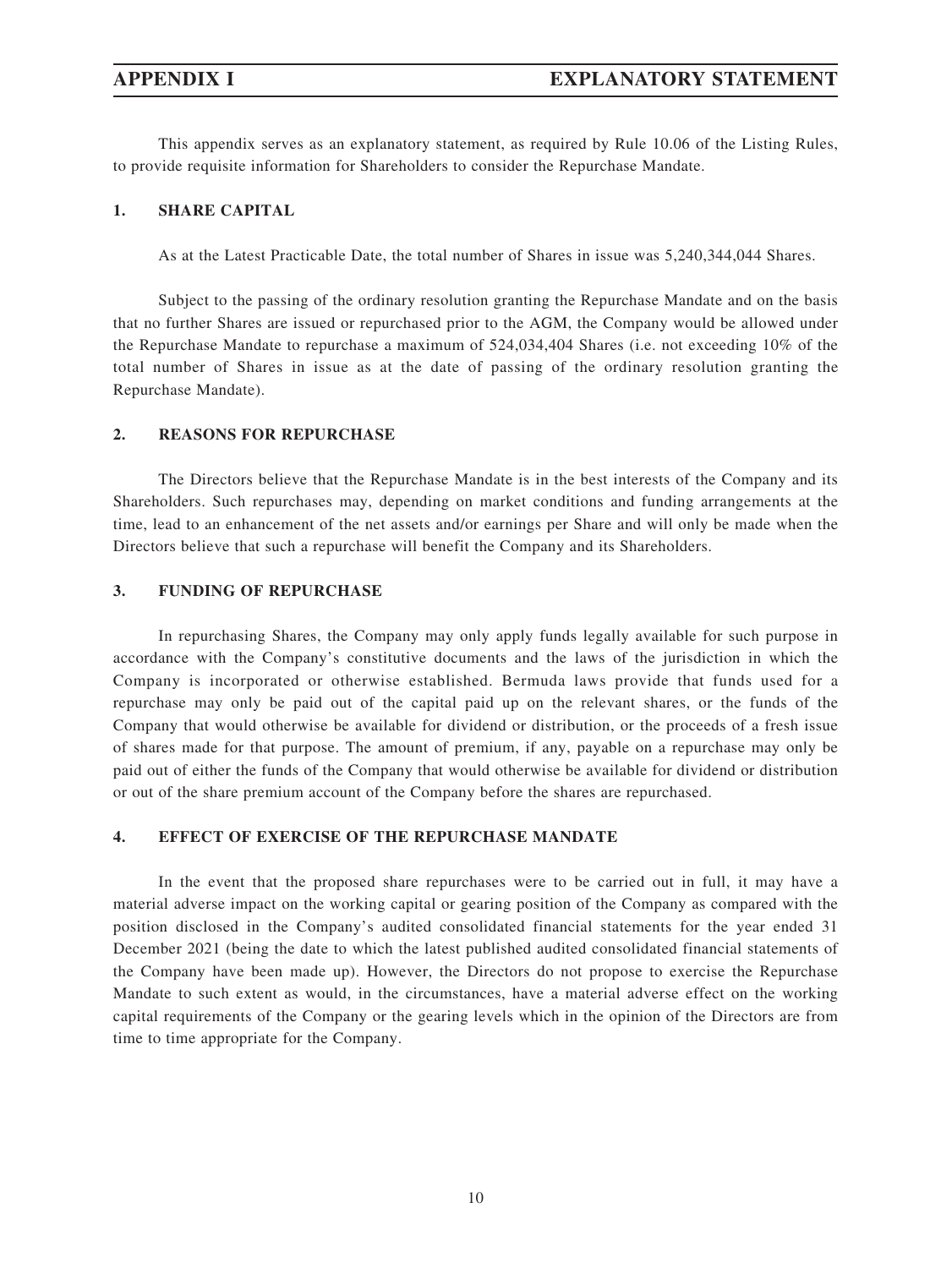# APPENDIX I EXPLANATORY STATEMENT

This appendix serves as an explanatory statement, as required by Rule 10.06 of the Listing Rules, to provide requisite information for Shareholders to consider the Repurchase Mandate.

## 1. SHARE CAPITAL

As at the Latest Practicable Date, the total number of Shares in issue was 5,240,344,044 Shares.

Subject to the passing of the ordinary resolution granting the Repurchase Mandate and on the basis that no further Shares are issued or repurchased prior to the AGM, the Company would be allowed under the Repurchase Mandate to repurchase a maximum of 524,034,404 Shares (i.e. not exceeding 10% of the total number of Shares in issue as at the date of passing of the ordinary resolution granting the Repurchase Mandate).

## 2. REASONS FOR REPURCHASE

The Directors believe that the Repurchase Mandate is in the best interests of the Company and its Shareholders. Such repurchases may, depending on market conditions and funding arrangements at the time, lead to an enhancement of the net assets and/or earnings per Share and will only be made when the Directors believe that such a repurchase will benefit the Company and its Shareholders.

## 3. FUNDING OF REPURCHASE

In repurchasing Shares, the Company may only apply funds legally available for such purpose in accordance with the Company's constitutive documents and the laws of the jurisdiction in which the Company is incorporated or otherwise established. Bermuda laws provide that funds used for a repurchase may only be paid out of the capital paid up on the relevant shares, or the funds of the Company that would otherwise be available for dividend or distribution, or the proceeds of a fresh issue of shares made for that purpose. The amount of premium, if any, payable on a repurchase may only be paid out of either the funds of the Company that would otherwise be available for dividend or distribution or out of the share premium account of the Company before the shares are repurchased.

## 4. EFFECT OF EXERCISE OF THE REPURCHASE MANDATE

In the event that the proposed share repurchases were to be carried out in full, it may have a material adverse impact on the working capital or gearing position of the Company as compared with the position disclosed in the Company's audited consolidated financial statements for the year ended 31 December 2021 (being the date to which the latest published audited consolidated financial statements of the Company have been made up). However, the Directors do not propose to exercise the Repurchase Mandate to such extent as would, in the circumstances, have a material adverse effect on the working capital requirements of the Company or the gearing levels which in the opinion of the Directors are from time to time appropriate for the Company.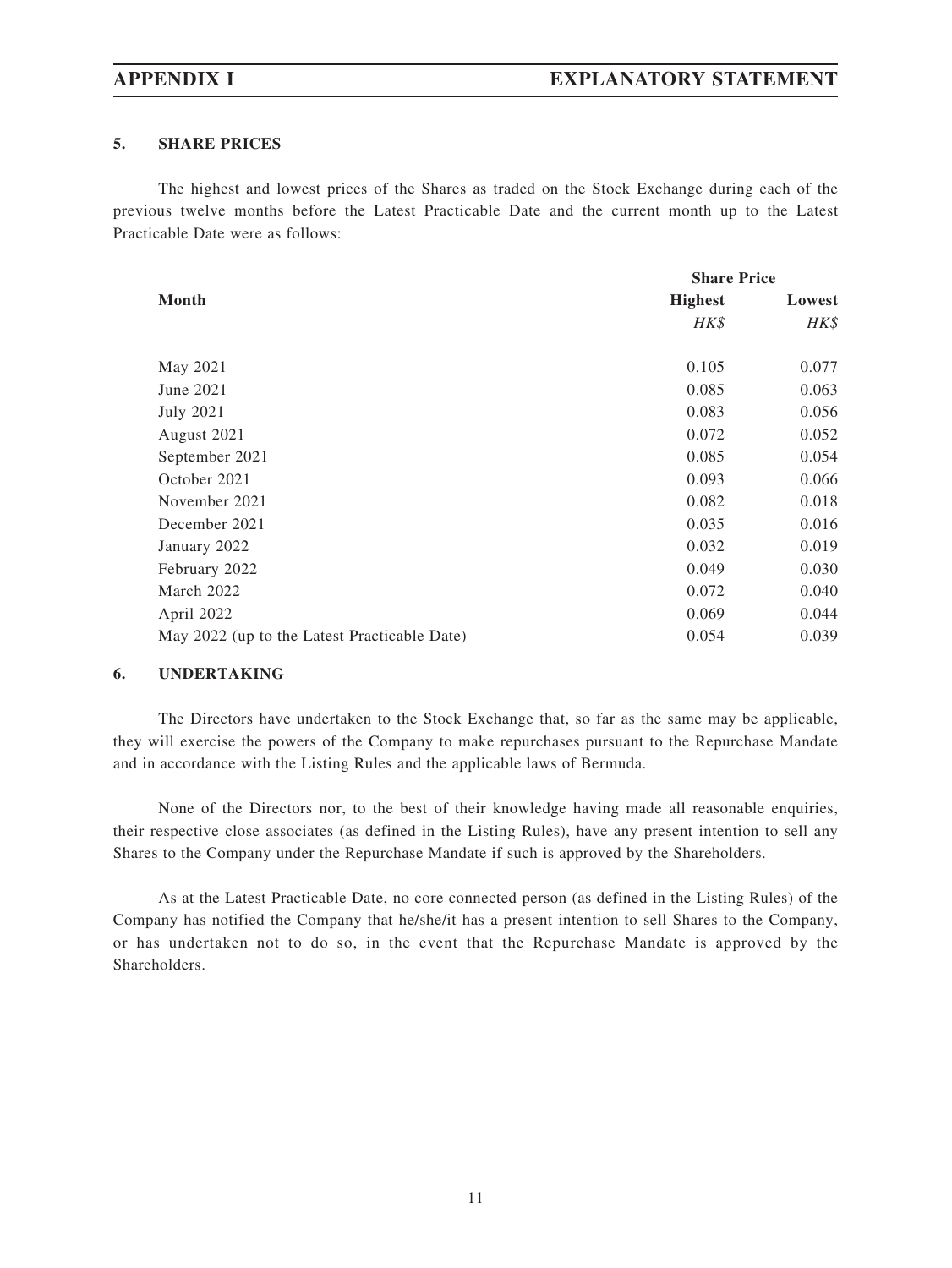## 5. SHARE PRICES

The highest and lowest prices of the Shares as traded on the Stock Exchange during each of the previous twelve months before the Latest Practicable Date and the current month up to the Latest Practicable Date were as follows:

| Month | Share Price | |
|---|---|---|
| | **Highest** | **Lowest** |
| | *HK$* | *HK$* |
| May 2021 | 0.105 | 0.077 |
| June 2021 | 0.085 | 0.063 |
| July 2021 | 0.083 | 0.056 |
| August 2021 | 0.072 | 0.052 |
| September 2021 | 0.085 | 0.054 |
| October 2021 | 0.093 | 0.066 |
| November 2021 | 0.082 | 0.018 |
| December 2021 | 0.035 | 0.016 |
| January 2022 | 0.032 | 0.019 |
| February 2022 | 0.049 | 0.030 |
| March 2022 | 0.072 | 0.040 |
| April 2022 | 0.069 | 0.044 |
| May 2022 (up to the Latest Practicable Date) | 0.054 | 0.039 |

## 6. UNDERTAKING

The Directors have undertaken to the Stock Exchange that, so far as the same may be applicable, they will exercise the powers of the Company to make repurchases pursuant to the Repurchase Mandate and in accordance with the Listing Rules and the applicable laws of Bermuda.

None of the Directors nor, to the best of their knowledge having made all reasonable enquiries, their respective close associates (as defined in the Listing Rules), have any present intention to sell any Shares to the Company under the Repurchase Mandate if such is approved by the Shareholders.

As at the Latest Practicable Date, no core connected person (as defined in the Listing Rules) of the Company has notified the Company that he/she/it has a present intention to sell Shares to the Company, or has undertaken not to do so, in the event that the Repurchase Mandate is approved by the Shareholders.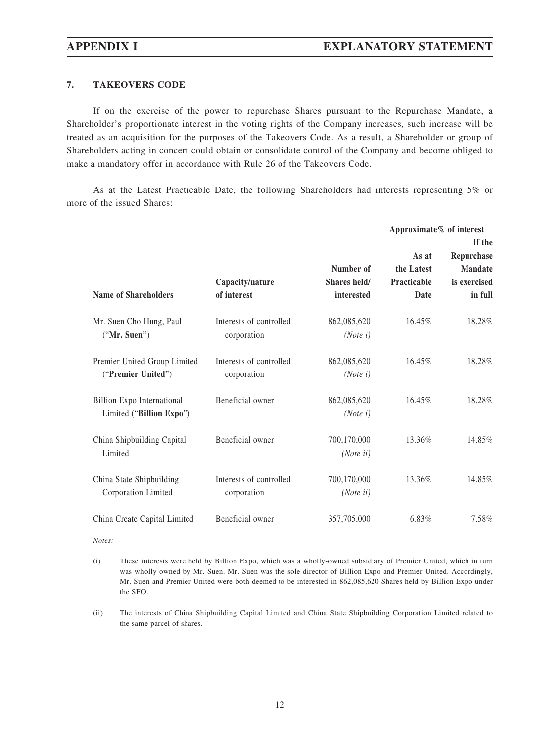## 7. TAKEOVERS CODE

If on the exercise of the power to repurchase Shares pursuant to the Repurchase Mandate, a Shareholder's proportionate interest in the voting rights of the Company increases, such increase will be treated as an acquisition for the purposes of the Takeovers Code. As a result, a Shareholder or group of Shareholders acting in concert could obtain or consolidate control of the Company and become obliged to make a mandatory offer in accordance with Rule 26 of the Takeovers Code.

As at the Latest Practicable Date, the following Shareholders had interests representing 5% or more of the issued Shares:

| Name of Shareholders | Capacity/nature of interest | Number of Shares held/ interested | Approximate% of interest As at the Latest Practicable Date | If the Repurchase Mandate is exercised in full |
|---|---|---|---|---|
| Mr. Suen Cho Hung, Paul ("**Mr. Suen**") | Interests of controlled corporation | 862,085,620 *(Note i)* | 16.45% | 18.28% |
| Premier United Group Limited ("**Premier United**") | Interests of controlled corporation | 862,085,620 *(Note i)* | 16.45% | 18.28% |
| Billion Expo International Limited ("**Billion Expo**") | Beneficial owner | 862,085,620 *(Note i)* | 16.45% | 18.28% |
| China Shipbuilding Capital Limited | Beneficial owner | 700,170,000 *(Note ii)* | 13.36% | 14.85% |
| China State Shipbuilding Corporation Limited | Interests of controlled corporation | 700,170,000 *(Note ii)* | 13.36% | 14.85% |
| China Create Capital Limited | Beneficial owner | 357,705,000 | 6.83% | 7.58% |

*Notes:*

(i) These interests were held by Billion Expo, which was a wholly-owned subsidiary of Premier United, which in turn was wholly owned by Mr. Suen. Mr. Suen was the sole director of Billion Expo and Premier United. Accordingly, Mr. Suen and Premier United were both deemed to be interested in 862,085,620 Shares held by Billion Expo under the SFO.

(ii) The interests of China Shipbuilding Capital Limited and China State Shipbuilding Corporation Limited related to the same parcel of shares.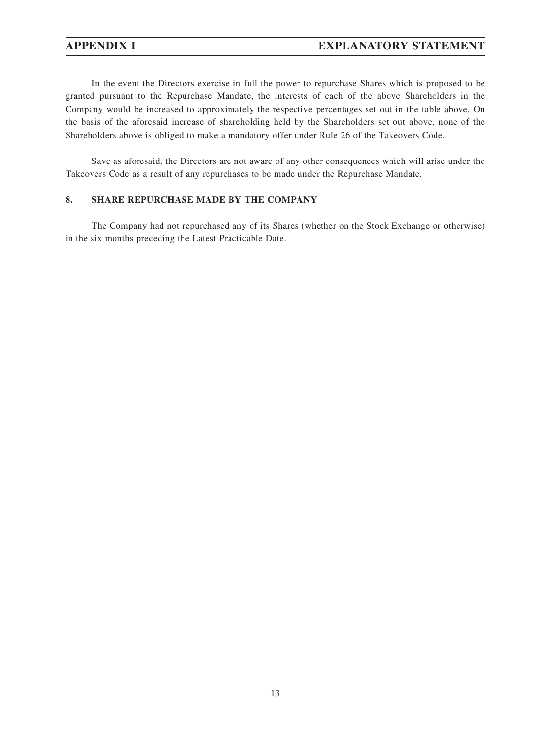In the event the Directors exercise in full the power to repurchase Shares which is proposed to be granted pursuant to the Repurchase Mandate, the interests of each of the above Shareholders in the Company would be increased to approximately the respective percentages set out in the table above. On the basis of the aforesaid increase of shareholding held by the Shareholders set out above, none of the Shareholders above is obliged to make a mandatory offer under Rule 26 of the Takeovers Code.

Save as aforesaid, the Directors are not aware of any other consequences which will arise under the Takeovers Code as a result of any repurchases to be made under the Repurchase Mandate.

## 8. SHARE REPURCHASE MADE BY THE COMPANY

The Company had not repurchased any of its Shares (whether on the Stock Exchange or otherwise) in the six months preceding the Latest Practicable Date.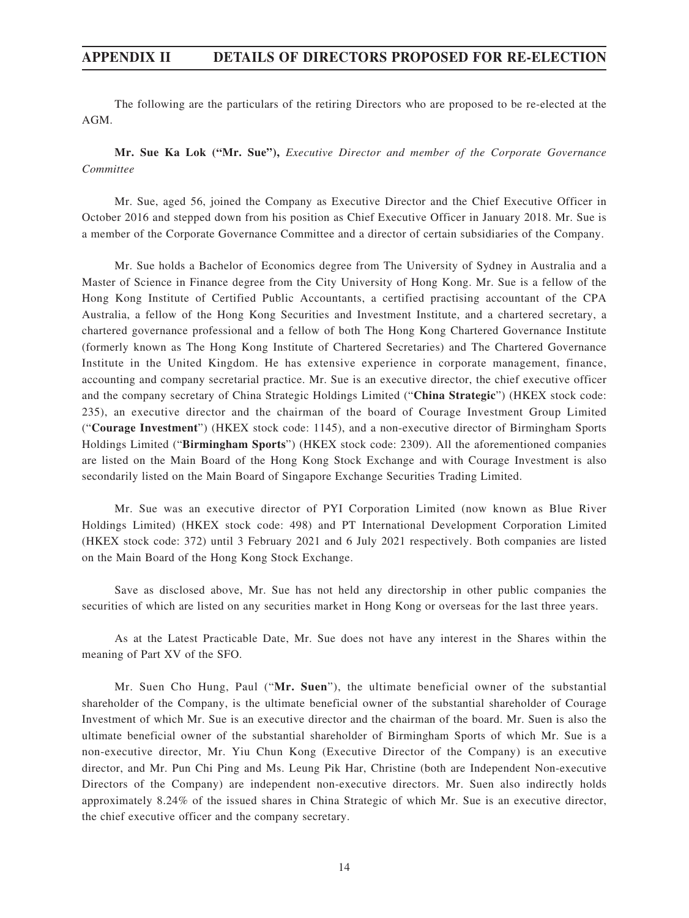## APPENDIX II DETAILS OF DIRECTORS PROPOSED FOR RE-ELECTION

The following are the particulars of the retiring Directors who are proposed to be re-elected at the AGM.

**Mr. Sue Ka Lok ("Mr. Sue"),** *Executive Director and member of the Corporate Governance Committee*

Mr. Sue, aged 56, joined the Company as Executive Director and the Chief Executive Officer in October 2016 and stepped down from his position as Chief Executive Officer in January 2018. Mr. Sue is a member of the Corporate Governance Committee and a director of certain subsidiaries of the Company.

Mr. Sue holds a Bachelor of Economics degree from The University of Sydney in Australia and a Master of Science in Finance degree from the City University of Hong Kong. Mr. Sue is a fellow of the Hong Kong Institute of Certified Public Accountants, a certified practising accountant of the CPA Australia, a fellow of the Hong Kong Securities and Investment Institute, and a chartered secretary, a chartered governance professional and a fellow of both The Hong Kong Chartered Governance Institute (formerly known as The Hong Kong Institute of Chartered Secretaries) and The Chartered Governance Institute in the United Kingdom. He has extensive experience in corporate management, finance, accounting and company secretarial practice. Mr. Sue is an executive director, the chief executive officer and the company secretary of China Strategic Holdings Limited ("**China Strategic**") (HKEX stock code: 235), an executive director and the chairman of the board of Courage Investment Group Limited ("**Courage Investment**") (HKEX stock code: 1145), and a non-executive director of Birmingham Sports Holdings Limited ("**Birmingham Sports**") (HKEX stock code: 2309). All the aforementioned companies are listed on the Main Board of the Hong Kong Stock Exchange and with Courage Investment is also secondarily listed on the Main Board of Singapore Exchange Securities Trading Limited.

Mr. Sue was an executive director of PYI Corporation Limited (now known as Blue River Holdings Limited) (HKEX stock code: 498) and PT International Development Corporation Limited (HKEX stock code: 372) until 3 February 2021 and 6 July 2021 respectively. Both companies are listed on the Main Board of the Hong Kong Stock Exchange.

Save as disclosed above, Mr. Sue has not held any directorship in other public companies the securities of which are listed on any securities market in Hong Kong or overseas for the last three years.

As at the Latest Practicable Date, Mr. Sue does not have any interest in the Shares within the meaning of Part XV of the SFO.

Mr. Suen Cho Hung, Paul ("**Mr. Suen**"), the ultimate beneficial owner of the substantial shareholder of the Company, is the ultimate beneficial owner of the substantial shareholder of Courage Investment of which Mr. Sue is an executive director and the chairman of the board. Mr. Suen is also the ultimate beneficial owner of the substantial shareholder of Birmingham Sports of which Mr. Sue is a non-executive director, Mr. Yiu Chun Kong (Executive Director of the Company) is an executive director, and Mr. Pun Chi Ping and Ms. Leung Pik Har, Christine (both are Independent Non-executive Directors of the Company) are independent non-executive directors. Mr. Suen also indirectly holds approximately 8.24% of the issued shares in China Strategic of which Mr. Sue is an executive director, the chief executive officer and the company secretary.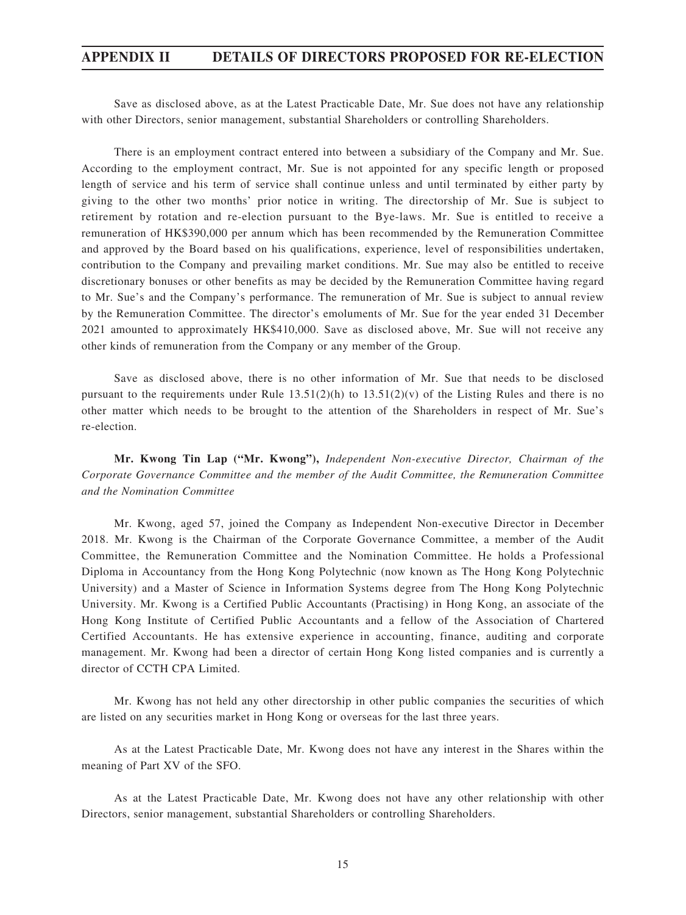Save as disclosed above, as at the Latest Practicable Date, Mr. Sue does not have any relationship with other Directors, senior management, substantial Shareholders or controlling Shareholders.

There is an employment contract entered into between a subsidiary of the Company and Mr. Sue. According to the employment contract, Mr. Sue is not appointed for any specific length or proposed length of service and his term of service shall continue unless and until terminated by either party by giving to the other two months' prior notice in writing. The directorship of Mr. Sue is subject to retirement by rotation and re-election pursuant to the Bye-laws. Mr. Sue is entitled to receive a remuneration of HK$390,000 per annum which has been recommended by the Remuneration Committee and approved by the Board based on his qualifications, experience, level of responsibilities undertaken, contribution to the Company and prevailing market conditions. Mr. Sue may also be entitled to receive discretionary bonuses or other benefits as may be decided by the Remuneration Committee having regard to Mr. Sue's and the Company's performance. The remuneration of Mr. Sue is subject to annual review by the Remuneration Committee. The director's emoluments of Mr. Sue for the year ended 31 December 2021 amounted to approximately HK$410,000. Save as disclosed above, Mr. Sue will not receive any other kinds of remuneration from the Company or any member of the Group.

Save as disclosed above, there is no other information of Mr. Sue that needs to be disclosed pursuant to the requirements under Rule 13.51(2)(h) to 13.51(2)(v) of the Listing Rules and there is no other matter which needs to be brought to the attention of the Shareholders in respect of Mr. Sue's re-election.

**Mr. Kwong Tin Lap ("Mr. Kwong"),** *Independent Non-executive Director, Chairman of the Corporate Governance Committee and the member of the Audit Committee, the Remuneration Committee and the Nomination Committee*

Mr. Kwong, aged 57, joined the Company as Independent Non-executive Director in December 2018. Mr. Kwong is the Chairman of the Corporate Governance Committee, a member of the Audit Committee, the Remuneration Committee and the Nomination Committee. He holds a Professional Diploma in Accountancy from the Hong Kong Polytechnic (now known as The Hong Kong Polytechnic University) and a Master of Science in Information Systems degree from The Hong Kong Polytechnic University. Mr. Kwong is a Certified Public Accountants (Practising) in Hong Kong, an associate of the Hong Kong Institute of Certified Public Accountants and a fellow of the Association of Chartered Certified Accountants. He has extensive experience in accounting, finance, auditing and corporate management. Mr. Kwong had been a director of certain Hong Kong listed companies and is currently a director of CCTH CPA Limited.

Mr. Kwong has not held any other directorship in other public companies the securities of which are listed on any securities market in Hong Kong or overseas for the last three years.

As at the Latest Practicable Date, Mr. Kwong does not have any interest in the Shares within the meaning of Part XV of the SFO.

As at the Latest Practicable Date, Mr. Kwong does not have any other relationship with other Directors, senior management, substantial Shareholders or controlling Shareholders.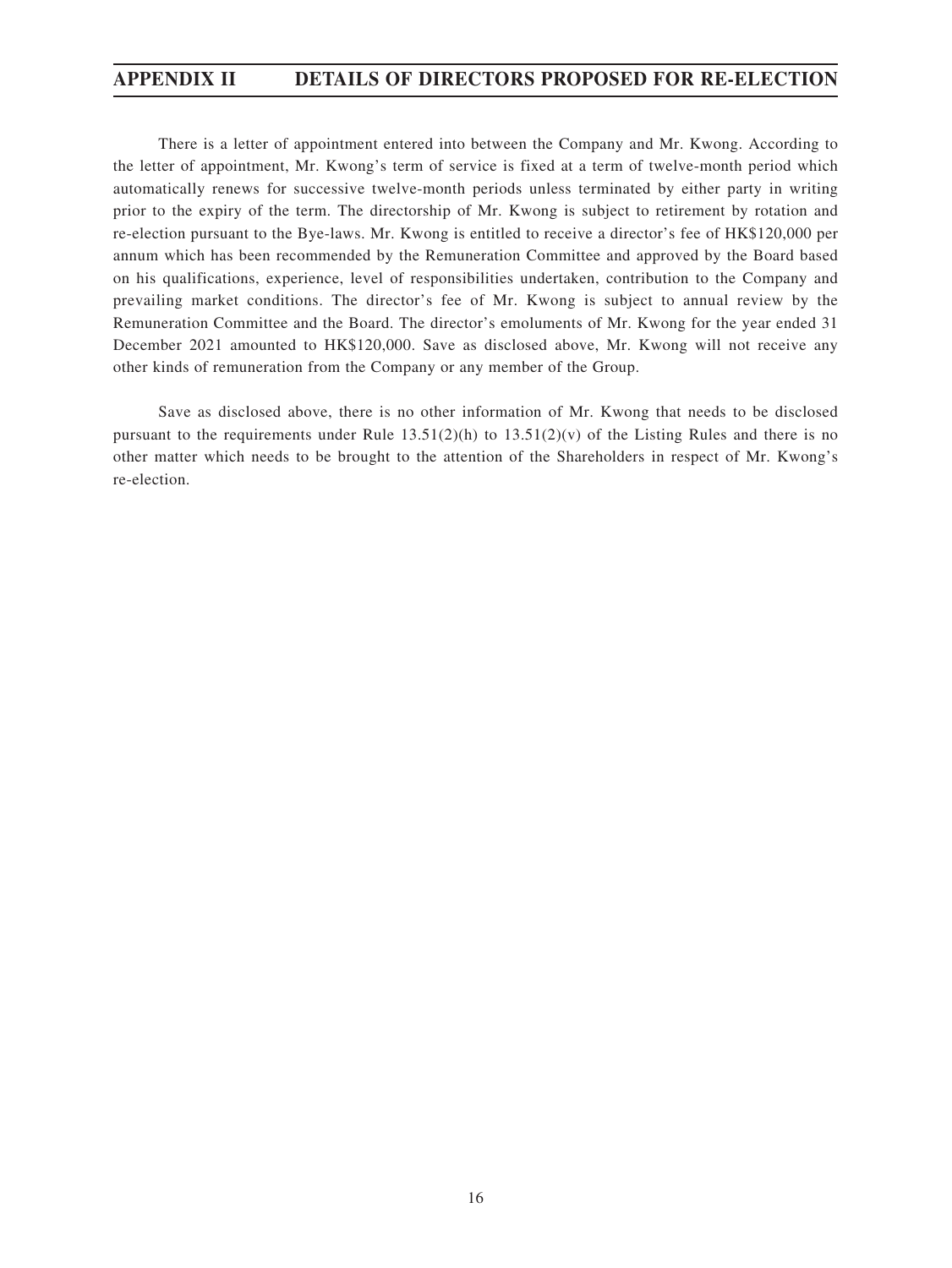There is a letter of appointment entered into between the Company and Mr. Kwong. According to the letter of appointment, Mr. Kwong's term of service is fixed at a term of twelve-month period which automatically renews for successive twelve-month periods unless terminated by either party in writing prior to the expiry of the term. The directorship of Mr. Kwong is subject to retirement by rotation and re-election pursuant to the Bye-laws. Mr. Kwong is entitled to receive a director's fee of HK$120,000 per annum which has been recommended by the Remuneration Committee and approved by the Board based on his qualifications, experience, level of responsibilities undertaken, contribution to the Company and prevailing market conditions. The director's fee of Mr. Kwong is subject to annual review by the Remuneration Committee and the Board. The director's emoluments of Mr. Kwong for the year ended 31 December 2021 amounted to HK$120,000. Save as disclosed above, Mr. Kwong will not receive any other kinds of remuneration from the Company or any member of the Group.

Save as disclosed above, there is no other information of Mr. Kwong that needs to be disclosed pursuant to the requirements under Rule 13.51(2)(h) to 13.51(2)(v) of the Listing Rules and there is no other matter which needs to be brought to the attention of the Shareholders in respect of Mr. Kwong's re-election.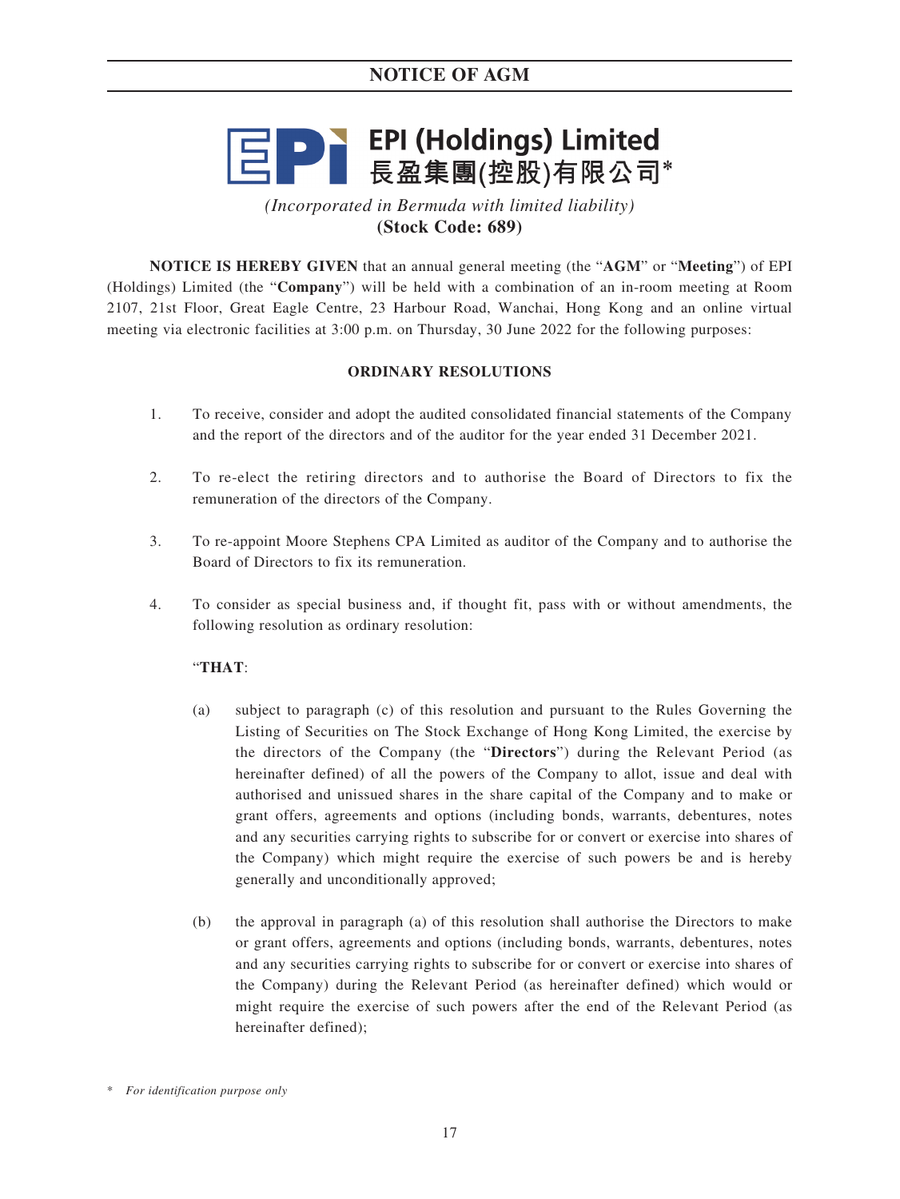# NOTICE OF AGM

**EPI (Holdings) Limited**
**長盈集團(控股)有限公司***

*(Incorporated in Bermuda with limited liability)*
**(Stock Code: 689)**

**NOTICE IS HEREBY GIVEN** that an annual general meeting (the "**AGM**" or "**Meeting**") of EPI (Holdings) Limited (the "**Company**") will be held with a combination of an in-room meeting at Room 2107, 21st Floor, Great Eagle Centre, 23 Harbour Road, Wanchai, Hong Kong and an online virtual meeting via electronic facilities at 3:00 p.m. on Thursday, 30 June 2022 for the following purposes:

## ORDINARY RESOLUTIONS

1. To receive, consider and adopt the audited consolidated financial statements of the Company and the report of the directors and of the auditor for the year ended 31 December 2021.

2. To re-elect the retiring directors and to authorise the Board of Directors to fix the remuneration of the directors of the Company.

3. To re-appoint Moore Stephens CPA Limited as auditor of the Company and to authorise the Board of Directors to fix its remuneration.

4. To consider as special business and, if thought fit, pass with or without amendments, the following resolution as ordinary resolution:

   "**THAT**:

   (a) subject to paragraph (c) of this resolution and pursuant to the Rules Governing the Listing of Securities on The Stock Exchange of Hong Kong Limited, the exercise by the directors of the Company (the "**Directors**") during the Relevant Period (as hereinafter defined) of all the powers of the Company to allot, issue and deal with authorised and unissued shares in the share capital of the Company and to make or grant offers, agreements and options (including bonds, warrants, debentures, notes and any securities carrying rights to subscribe for or convert or exercise into shares of the Company) which might require the exercise of such powers be and is hereby generally and unconditionally approved;

   (b) the approval in paragraph (a) of this resolution shall authorise the Directors to make or grant offers, agreements and options (including bonds, warrants, debentures, notes and any securities carrying rights to subscribe for or convert or exercise into shares of the Company) during the Relevant Period (as hereinafter defined) which would or might require the exercise of such powers after the end of the Relevant Period (as hereinafter defined);

\* *For identification purpose only*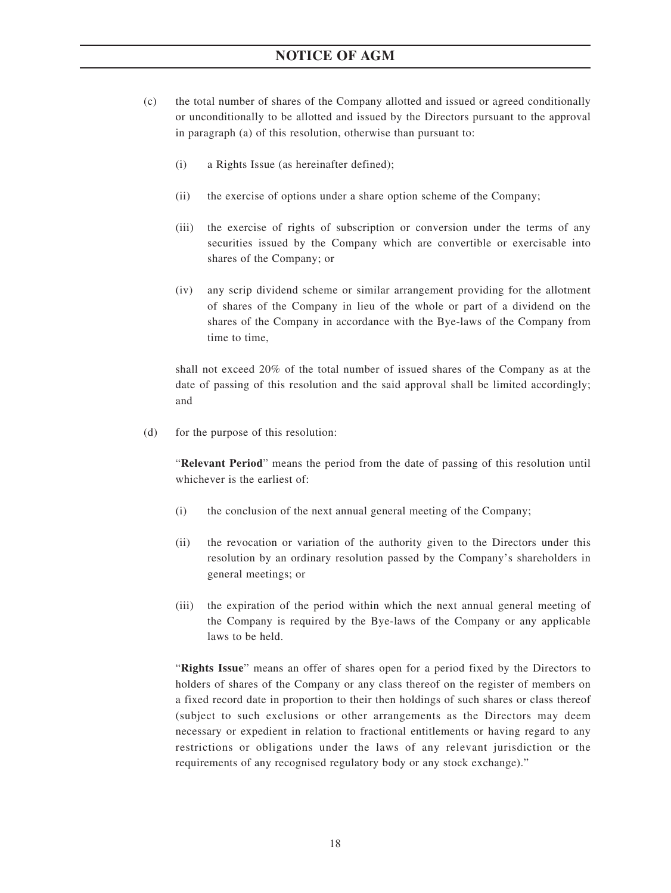(c) the total number of shares of the Company allotted and issued or agreed conditionally or unconditionally to be allotted and issued by the Directors pursuant to the approval in paragraph (a) of this resolution, otherwise than pursuant to:

 (i) a Rights Issue (as hereinafter defined);

 (ii) the exercise of options under a share option scheme of the Company;

 (iii) the exercise of rights of subscription or conversion under the terms of any securities issued by the Company which are convertible or exercisable into shares of the Company; or

 (iv) any scrip dividend scheme or similar arrangement providing for the allotment of shares of the Company in lieu of the whole or part of a dividend on the shares of the Company in accordance with the Bye-laws of the Company from time to time,

 shall not exceed 20% of the total number of issued shares of the Company as at the date of passing of this resolution and the said approval shall be limited accordingly; and

(d) for the purpose of this resolution:

 "**Relevant Period**" means the period from the date of passing of this resolution until whichever is the earliest of:

 (i) the conclusion of the next annual general meeting of the Company;

 (ii) the revocation or variation of the authority given to the Directors under this resolution by an ordinary resolution passed by the Company's shareholders in general meetings; or

 (iii) the expiration of the period within which the next annual general meeting of the Company is required by the Bye-laws of the Company or any applicable laws to be held.

 "**Rights Issue**" means an offer of shares open for a period fixed by the Directors to holders of shares of the Company or any class thereof on the register of members on a fixed record date in proportion to their then holdings of such shares or class thereof (subject to such exclusions or other arrangements as the Directors may deem necessary or expedient in relation to fractional entitlements or having regard to any restrictions or obligations under the laws of any relevant jurisdiction or the requirements of any recognised regulatory body or any stock exchange)."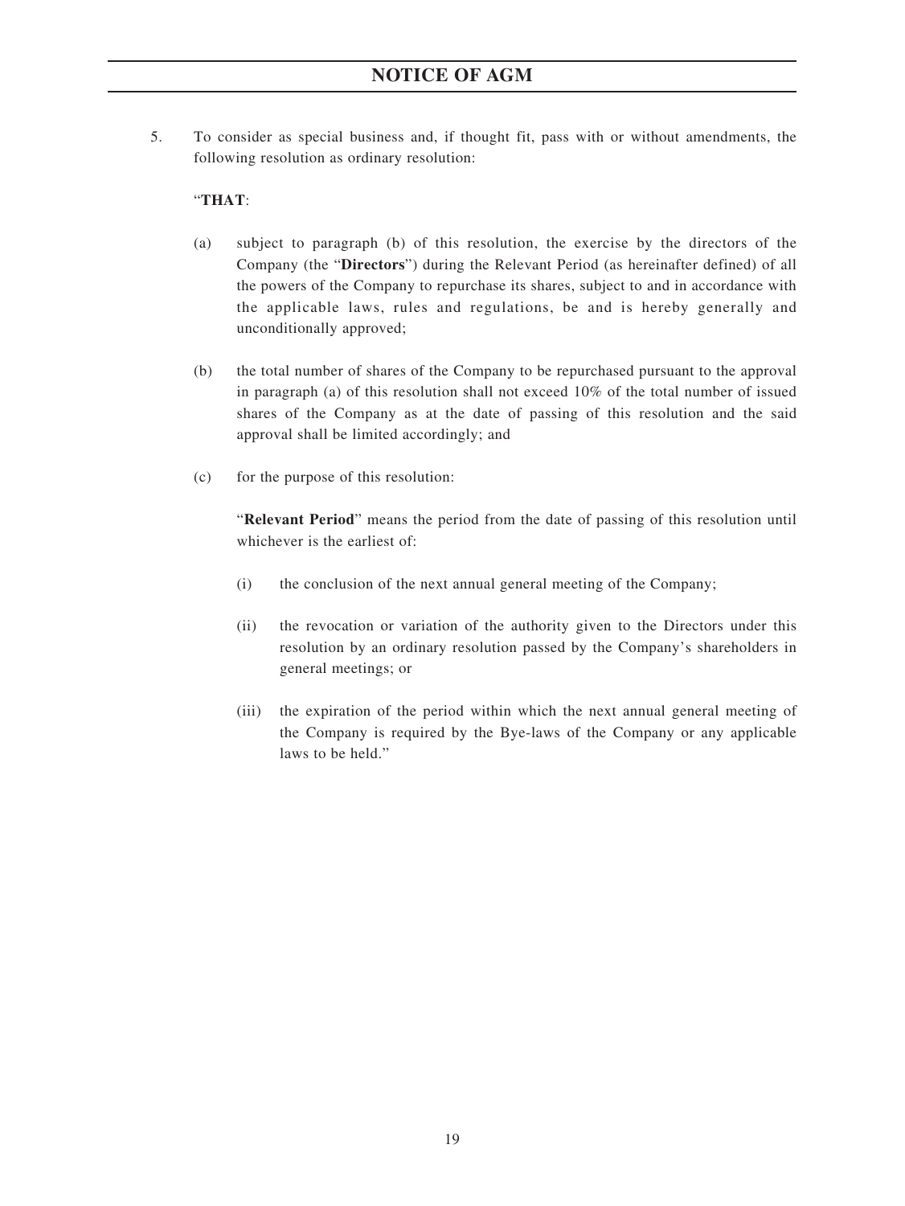5. To consider as special business and, if thought fit, pass with or without amendments, the following resolution as ordinary resolution:

"**THAT**:

(a) subject to paragraph (b) of this resolution, the exercise by the directors of the Company (the "**Directors**") during the Relevant Period (as hereinafter defined) of all the powers of the Company to repurchase its shares, subject to and in accordance with the applicable laws, rules and regulations, be and is hereby generally and unconditionally approved;

(b) the total number of shares of the Company to be repurchased pursuant to the approval in paragraph (a) of this resolution shall not exceed 10% of the total number of issued shares of the Company as at the date of passing of this resolution and the said approval shall be limited accordingly; and

(c) for the purpose of this resolution:

"**Relevant Period**" means the period from the date of passing of this resolution until whichever is the earliest of:

(i) the conclusion of the next annual general meeting of the Company;

(ii) the revocation or variation of the authority given to the Directors under this resolution by an ordinary resolution passed by the Company's shareholders in general meetings; or

(iii) the expiration of the period within which the next annual general meeting of the Company is required by the Bye-laws of the Company or any applicable laws to be held."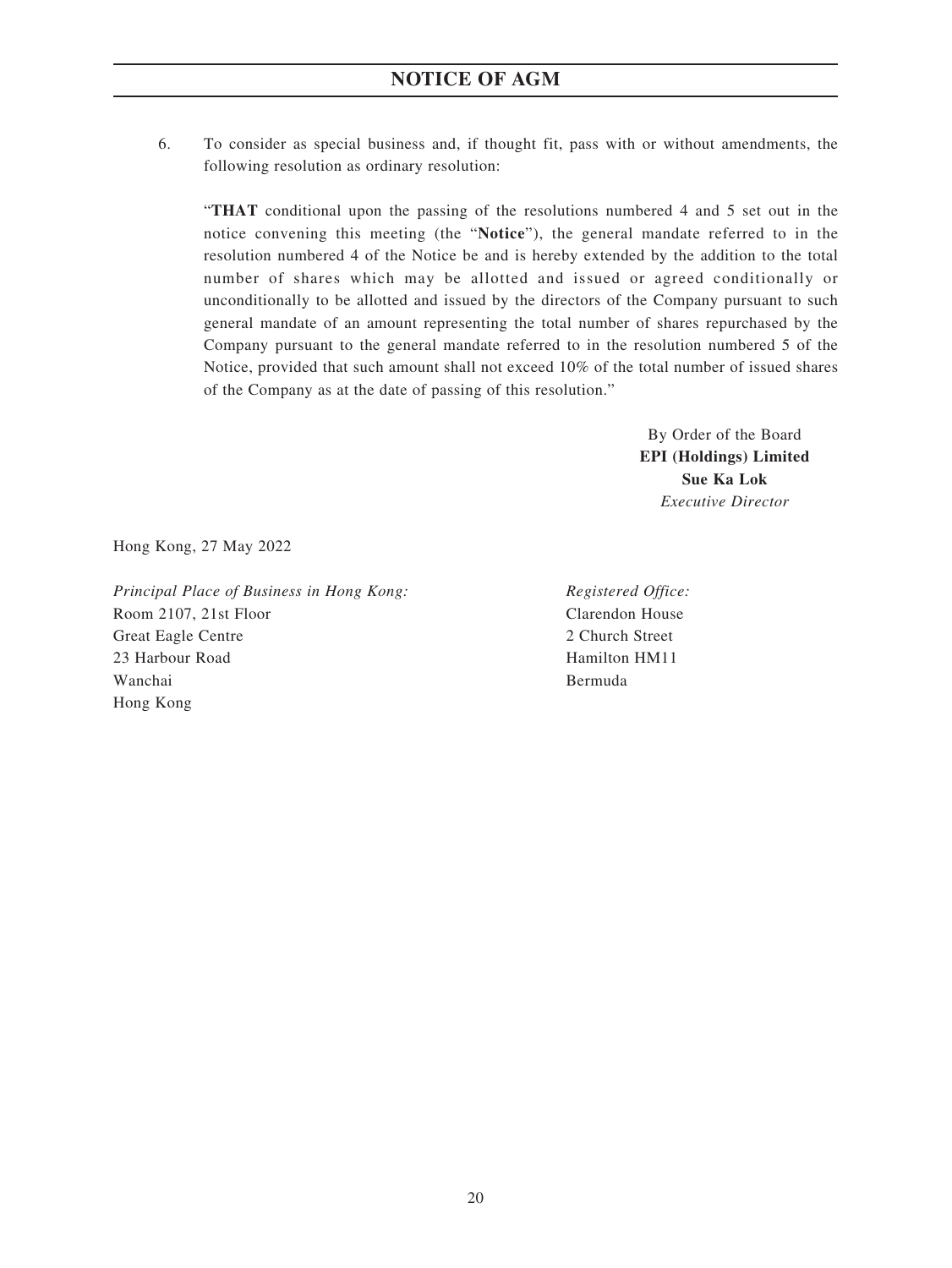6. To consider as special business and, if thought fit, pass with or without amendments, the following resolution as ordinary resolution:

   "**THAT** conditional upon the passing of the resolutions numbered 4 and 5 set out in the notice convening this meeting (the "**Notice**"), the general mandate referred to in the resolution numbered 4 of the Notice be and is hereby extended by the addition to the total number of shares which may be allotted and issued or agreed conditionally or unconditionally to be allotted and issued by the directors of the Company pursuant to such general mandate of an amount representing the total number of shares repurchased by the Company pursuant to the general mandate referred to in the resolution numbered 5 of the Notice, provided that such amount shall not exceed 10% of the total number of issued shares of the Company as at the date of passing of this resolution."

By Order of the Board
**EPI (Holdings) Limited**
**Sue Ka Lok**
*Executive Director*

Hong Kong, 27 May 2022

*Principal Place of Business in Hong Kong:*
Room 2107, 21st Floor
Great Eagle Centre
23 Harbour Road
Wanchai
Hong Kong

*Registered Office:*
Clarendon House
2 Church Street
Hamilton HM11
Bermuda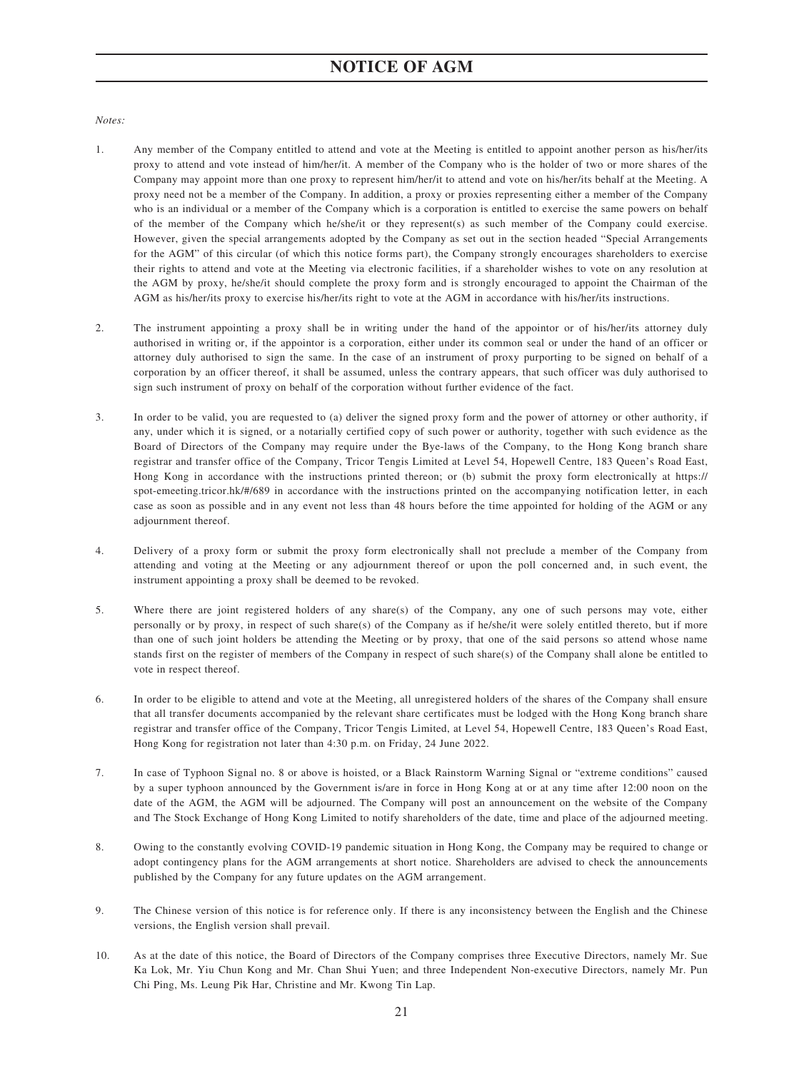# NOTICE OF AGM

*Notes:*

1. Any member of the Company entitled to attend and vote at the Meeting is entitled to appoint another person as his/her/its proxy to attend and vote instead of him/her/it. A member of the Company who is the holder of two or more shares of the Company may appoint more than one proxy to represent him/her/it to attend and vote on his/her/its behalf at the Meeting. A proxy need not be a member of the Company. In addition, a proxy or proxies representing either a member of the Company who is an individual or a member of the Company which is a corporation is entitled to exercise the same powers on behalf of the member of the Company which he/she/it or they represent(s) as such member of the Company could exercise. However, given the special arrangements adopted by the Company as set out in the section headed "Special Arrangements for the AGM" of this circular (of which this notice forms part), the Company strongly encourages shareholders to exercise their rights to attend and vote at the Meeting via electronic facilities, if a shareholder wishes to vote on any resolution at the AGM by proxy, he/she/it should complete the proxy form and is strongly encouraged to appoint the Chairman of the AGM as his/her/its proxy to exercise his/her/its right to vote at the AGM in accordance with his/her/its instructions.

2. The instrument appointing a proxy shall be in writing under the hand of the appointor or of his/her/its attorney duly authorised in writing or, if the appointor is a corporation, either under its common seal or under the hand of an officer or attorney duly authorised to sign the same. In the case of an instrument of proxy purporting to be signed on behalf of a corporation by an officer thereof, it shall be assumed, unless the contrary appears, that such officer was duly authorised to sign such instrument of proxy on behalf of the corporation without further evidence of the fact.

3. In order to be valid, you are requested to (a) deliver the signed proxy form and the power of attorney or other authority, if any, under which it is signed, or a notarially certified copy of such power or authority, together with such evidence as the Board of Directors of the Company may require under the Bye-laws of the Company, to the Hong Kong branch share registrar and transfer office of the Company, Tricor Tengis Limited at Level 54, Hopewell Centre, 183 Queen's Road East, Hong Kong in accordance with the instructions printed thereon; or (b) submit the proxy form electronically at https://spot-emeeting.tricor.hk/#/689 in accordance with the instructions printed on the accompanying notification letter, in each case as soon as possible and in any event not less than 48 hours before the time appointed for holding of the AGM or any adjournment thereof.

4. Delivery of a proxy form or submit the proxy form electronically shall not preclude a member of the Company from attending and voting at the Meeting or any adjournment thereof or upon the poll concerned and, in such event, the instrument appointing a proxy shall be deemed to be revoked.

5. Where there are joint registered holders of any share(s) of the Company, any one of such persons may vote, either personally or by proxy, in respect of such share(s) of the Company as if he/she/it were solely entitled thereto, but if more than one of such joint holders be attending the Meeting or by proxy, that one of the said persons so attend whose name stands first on the register of members of the Company in respect of such share(s) of the Company shall alone be entitled to vote in respect thereof.

6. In order to be eligible to attend and vote at the Meeting, all unregistered holders of the shares of the Company shall ensure that all transfer documents accompanied by the relevant share certificates must be lodged with the Hong Kong branch share registrar and transfer office of the Company, Tricor Tengis Limited, at Level 54, Hopewell Centre, 183 Queen's Road East, Hong Kong for registration not later than 4:30 p.m. on Friday, 24 June 2022.

7. In case of Typhoon Signal no. 8 or above is hoisted, or a Black Rainstorm Warning Signal or "extreme conditions" caused by a super typhoon announced by the Government is/are in force in Hong Kong at or at any time after 12:00 noon on the date of the AGM, the AGM will be adjourned. The Company will post an announcement on the website of the Company and The Stock Exchange of Hong Kong Limited to notify shareholders of the date, time and place of the adjourned meeting.

8. Owing to the constantly evolving COVID-19 pandemic situation in Hong Kong, the Company may be required to change or adopt contingency plans for the AGM arrangements at short notice. Shareholders are advised to check the announcements published by the Company for any future updates on the AGM arrangement.

9. The Chinese version of this notice is for reference only. If there is any inconsistency between the English and the Chinese versions, the English version shall prevail.

10. As at the date of this notice, the Board of Directors of the Company comprises three Executive Directors, namely Mr. Sue Ka Lok, Mr. Yiu Chun Kong and Mr. Chan Shui Yuen; and three Independent Non-executive Directors, namely Mr. Pun Chi Ping, Ms. Leung Pik Har, Christine and Mr. Kwong Tin Lap.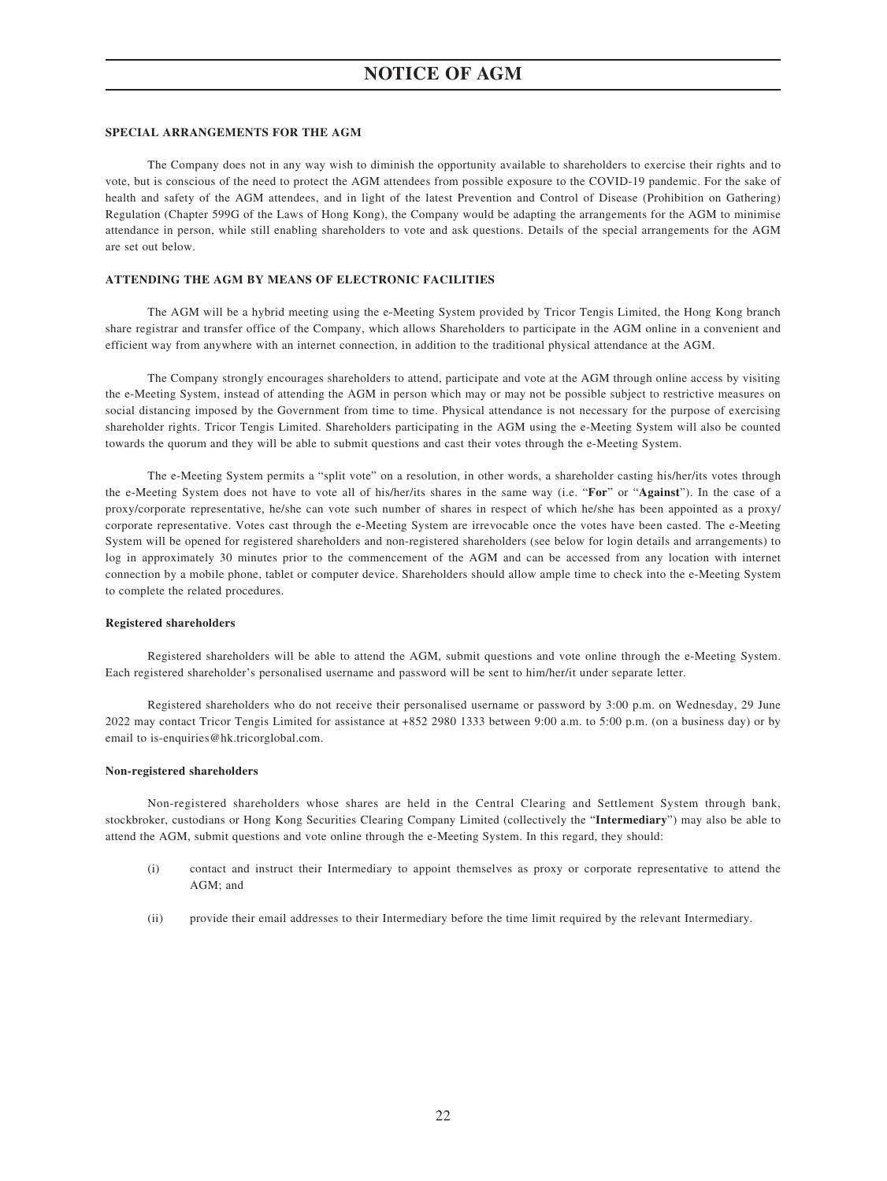# NOTICE OF AGM

**SPECIAL ARRANGEMENTS FOR THE AGM**

The Company does not in any way wish to diminish the opportunity available to shareholders to exercise their rights and to vote, but is conscious of the need to protect the AGM attendees from possible exposure to the COVID-19 pandemic. For the sake of health and safety of the AGM attendees, and in light of the latest Prevention and Control of Disease (Prohibition on Gathering) Regulation (Chapter 599G of the Laws of Hong Kong), the Company would be adapting the arrangements for the AGM to minimise attendance in person, while still enabling shareholders to vote and ask questions. Details of the special arrangements for the AGM are set out below.

**ATTENDING THE AGM BY MEANS OF ELECTRONIC FACILITIES**

The AGM will be a hybrid meeting using the e-Meeting System provided by Tricor Tengis Limited, the Hong Kong branch share registrar and transfer office of the Company, which allows Shareholders to participate in the AGM online in a convenient and efficient way from anywhere with an internet connection, in addition to the traditional physical attendance at the AGM.

The Company strongly encourages shareholders to attend, participate and vote at the AGM through online access by visiting the e-Meeting System, instead of attending the AGM in person which may or may not be possible subject to restrictive measures on social distancing imposed by the Government from time to time. Physical attendance is not necessary for the purpose of exercising shareholder rights. Tricor Tengis Limited. Shareholders participating in the AGM using the e-Meeting System will also be counted towards the quorum and they will be able to submit questions and cast their votes through the e-Meeting System.

The e-Meeting System permits a "split vote" on a resolution, in other words, a shareholder casting his/her/its votes through the e-Meeting System does not have to vote all of his/her/its shares in the same way (i.e. "**For**" or "**Against**"). In the case of a proxy/corporate representative, he/she can vote such number of shares in respect of which he/she has been appointed as a proxy/ corporate representative. Votes cast through the e-Meeting System are irrevocable once the votes have been casted. The e-Meeting System will be opened for registered shareholders and non-registered shareholders (see below for login details and arrangements) to log in approximately 30 minutes prior to the commencement of the AGM and can be accessed from any location with internet connection by a mobile phone, tablet or computer device. Shareholders should allow ample time to check into the e-Meeting System to complete the related procedures.

**Registered shareholders**

Registered shareholders will be able to attend the AGM, submit questions and vote online through the e-Meeting System. Each registered shareholder's personalised username and password will be sent to him/her/it under separate letter.

Registered shareholders who do not receive their personalised username or password by 3:00 p.m. on Wednesday, 29 June 2022 may contact Tricor Tengis Limited for assistance at +852 2980 1333 between 9:00 a.m. to 5:00 p.m. (on a business day) or by email to is-enquiries@hk.tricorglobal.com.

**Non-registered shareholders**

Non-registered shareholders whose shares are held in the Central Clearing and Settlement System through bank, stockbroker, custodians or Hong Kong Securities Clearing Company Limited (collectively the "**Intermediary**") may also be able to attend the AGM, submit questions and vote online through the e-Meeting System. In this regard, they should:

(i) contact and instruct their Intermediary to appoint themselves as proxy or corporate representative to attend the AGM; and

(ii) provide their email addresses to their Intermediary before the time limit required by the relevant Intermediary.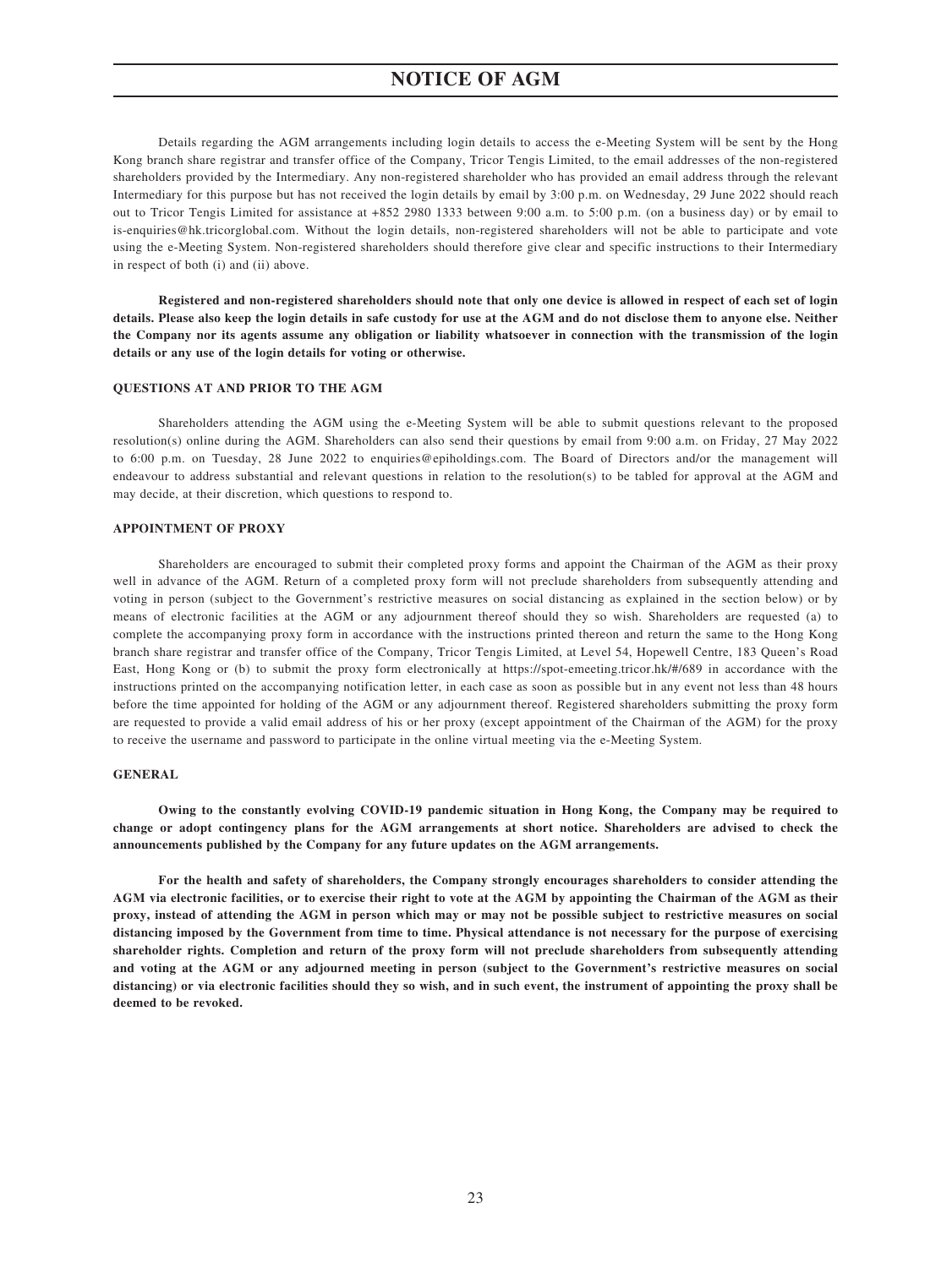Details regarding the AGM arrangements including login details to access the e-Meeting System will be sent by the Hong Kong branch share registrar and transfer office of the Company, Tricor Tengis Limited, to the email addresses of the non-registered shareholders provided by the Intermediary. Any non-registered shareholder who has provided an email address through the relevant Intermediary for this purpose but has not received the login details by email by 3:00 p.m. on Wednesday, 29 June 2022 should reach out to Tricor Tengis Limited for assistance at +852 2980 1333 between 9:00 a.m. to 5:00 p.m. (on a business day) or by email to is-enquiries@hk.tricorglobal.com. Without the login details, non-registered shareholders will not be able to participate and vote using the e-Meeting System. Non-registered shareholders should therefore give clear and specific instructions to their Intermediary in respect of both (i) and (ii) above.

**Registered and non-registered shareholders should note that only one device is allowed in respect of each set of login details. Please also keep the login details in safe custody for use at the AGM and do not disclose them to anyone else. Neither the Company nor its agents assume any obligation or liability whatsoever in connection with the transmission of the login details or any use of the login details for voting or otherwise.**

**QUESTIONS AT AND PRIOR TO THE AGM**

Shareholders attending the AGM using the e-Meeting System will be able to submit questions relevant to the proposed resolution(s) online during the AGM. Shareholders can also send their questions by email from 9:00 a.m. on Friday, 27 May 2022 to 6:00 p.m. on Tuesday, 28 June 2022 to enquiries@epiholdings.com. The Board of Directors and/or the management will endeavour to address substantial and relevant questions in relation to the resolution(s) to be tabled for approval at the AGM and may decide, at their discretion, which questions to respond to.

**APPOINTMENT OF PROXY**

Shareholders are encouraged to submit their completed proxy forms and appoint the Chairman of the AGM as their proxy well in advance of the AGM. Return of a completed proxy form will not preclude shareholders from subsequently attending and voting in person (subject to the Government's restrictive measures on social distancing as explained in the section below) or by means of electronic facilities at the AGM or any adjournment thereof should they so wish. Shareholders are requested (a) to complete the accompanying proxy form in accordance with the instructions printed thereon and return the same to the Hong Kong branch share registrar and transfer office of the Company, Tricor Tengis Limited, at Level 54, Hopewell Centre, 183 Queen's Road East, Hong Kong or (b) to submit the proxy form electronically at https://spot-emeeting.tricor.hk/#/689 in accordance with the instructions printed on the accompanying notification letter, in each case as soon as possible but in any event not less than 48 hours before the time appointed for holding of the AGM or any adjournment thereof. Registered shareholders submitting the proxy form are requested to provide a valid email address of his or her proxy (except appointment of the Chairman of the AGM) for the proxy to receive the username and password to participate in the online virtual meeting via the e-Meeting System.

**GENERAL**

**Owing to the constantly evolving COVID-19 pandemic situation in Hong Kong, the Company may be required to change or adopt contingency plans for the AGM arrangements at short notice. Shareholders are advised to check the announcements published by the Company for any future updates on the AGM arrangements.**

**For the health and safety of shareholders, the Company strongly encourages shareholders to consider attending the AGM via electronic facilities, or to exercise their right to vote at the AGM by appointing the Chairman of the AGM as their proxy, instead of attending the AGM in person which may or may not be possible subject to restrictive measures on social distancing imposed by the Government from time to time. Physical attendance is not necessary for the purpose of exercising shareholder rights. Completion and return of the proxy form will not preclude shareholders from subsequently attending and voting at the AGM or any adjourned meeting in person (subject to the Government's restrictive measures on social distancing) or via electronic facilities should they so wish, and in such event, the instrument of appointing the proxy shall be deemed to be revoked.**